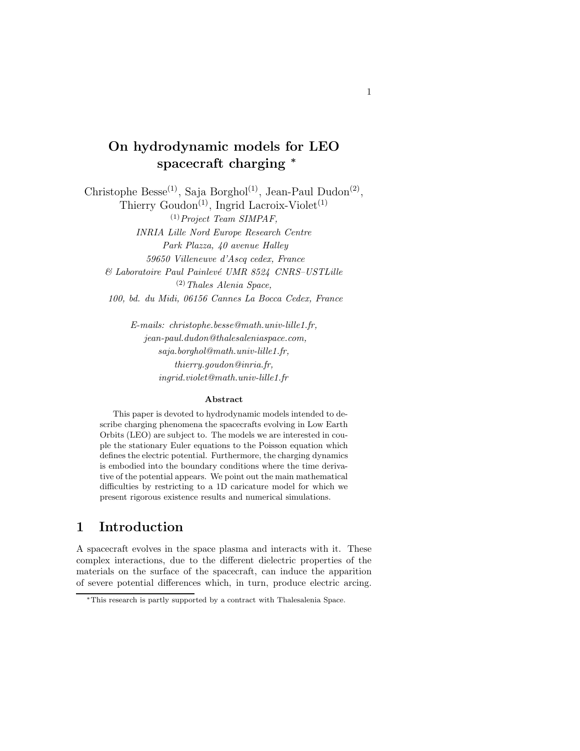# On hydrodynamic models for LEO spacecraft charging *

Christophe Besse[(1)], Saja Borghol[(1)], Jean-Paul Dudon[(2)], Thierry Goudon[(1)], Ingrid Lacroix-Violet[(1)]

[(1)] *Project Team SIMPAF,*
*INRIA Lille Nord Europe Research Centre*
*Park Plazza, 40 avenue Halley*
*59650 Villeneuve d'Ascq cedex, France*
*& Laboratoire Paul Painlevé UMR 8524 CNRS–USTLille*
[(2)] *Thales Alenia Space,*
*100, bd. du Midi, 06156 Cannes La Bocca Cedex, France*

*E-mails: christophe.besse@math.univ-lille1.fr,*
*jean-paul.dudon@thalesaleniaspace.com,*
*saja.borghol@math.univ-lille1.fr,*
*thierry.goudon@inria.fr,*
*ingrid.violet@math.univ-lille1.fr*

**Abstract**

This paper is devoted to hydrodynamic models intended to describe charging phenomena the spacecrafts evolving in Low Earth Orbits (LEO) are subject to. The models we are interested in couple the stationary Euler equations to the Poisson equation which defines the electric potential. Furthermore, the charging dynamics is embodied into the boundary conditions where the time derivative of the potential appears. We point out the main mathematical difficulties by restricting to a 1D caricature model for which we present rigorous existence results and numerical simulations.

## 1 Introduction

A spacecraft evolves in the space plasma and interacts with it. These complex interactions, due to the different dielectric properties of the materials on the surface of the spacecraft, can induce the apparition of severe potential differences which, in turn, produce electric arcing.

*This research is partly supported by a contract with Thalesalenia Space.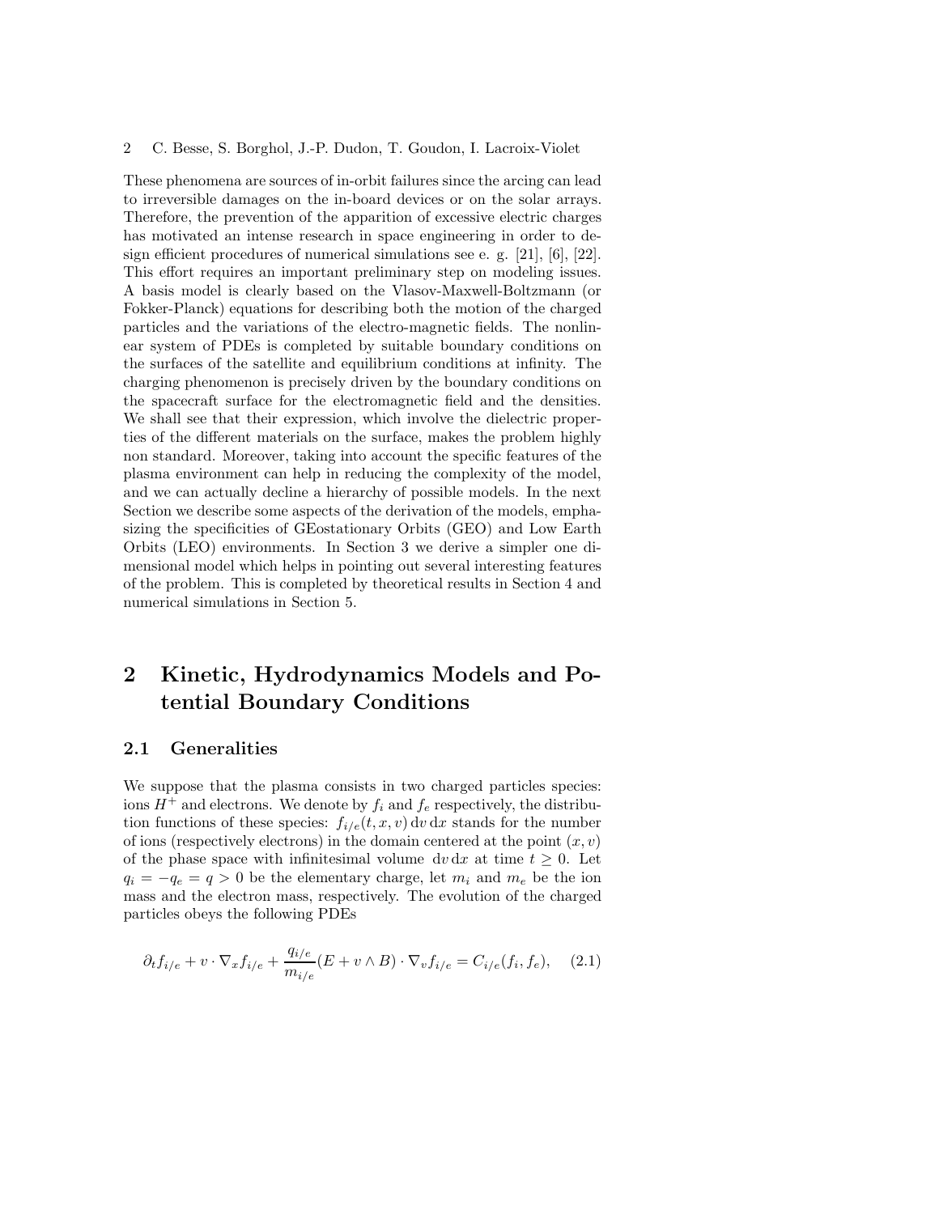These phenomena are sources of in-orbit failures since the arcing can lead to irreversible damages on the in-board devices or on the solar arrays. Therefore, the prevention of the apparition of excessive electric charges has motivated an intense research in space engineering in order to design efficient procedures of numerical simulations see e. g. [21], [6], [22]. This effort requires an important preliminary step on modeling issues. A basis model is clearly based on the Vlasov-Maxwell-Boltzmann (or Fokker-Planck) equations for describing both the motion of the charged particles and the variations of the electro-magnetic fields. The nonlinear system of PDEs is completed by suitable boundary conditions on the surfaces of the satellite and equilibrium conditions at infinity. The charging phenomenon is precisely driven by the boundary conditions on the spacecraft surface for the electromagnetic field and the densities. We shall see that their expression, which involve the dielectric properties of the different materials on the surface, makes the problem highly non standard. Moreover, taking into account the specific features of the plasma environment can help in reducing the complexity of the model, and we can actually decline a hierarchy of possible models. In the next Section we describe some aspects of the derivation of the models, emphasizing the specificities of GEostationary Orbits (GEO) and Low Earth Orbits (LEO) environments. In Section 3 we derive a simpler one dimensional model which helps in pointing out several interesting features of the problem. This is completed by theoretical results in Section 4 and numerical simulations in Section 5.

# 2 Kinetic, Hydrodynamics Models and Potential Boundary Conditions

## 2.1 Generalities

We suppose that the plasma consists in two charged particles species: ions $H^+$ and electrons. We denote by $f_i$ and $f_e$ respectively, the distribution functions of these species: $f_{i/e}(t,x,v)\,\mathrm{d}v\,\mathrm{d}x$ stands for the number of ions (respectively electrons) in the domain centered at the point $(x,v)$ of the phase space with infinitesimal volume $\mathrm{d}v\,\mathrm{d}x$ at time $t \geq 0$. Let $q_i = -q_e = q > 0$ be the elementary charge, let $m_i$ and $m_e$ be the ion mass and the electron mass, respectively. The evolution of the charged particles obeys the following PDEs

$$\partial_t f_{i/e} + v \cdot \nabla_x f_{i/e} + \frac{q_{i/e}}{m_{i/e}}(E + v \wedge B) \cdot \nabla_v f_{i/e} = C_{i/e}(f_i, f_e), \quad (2.1)$$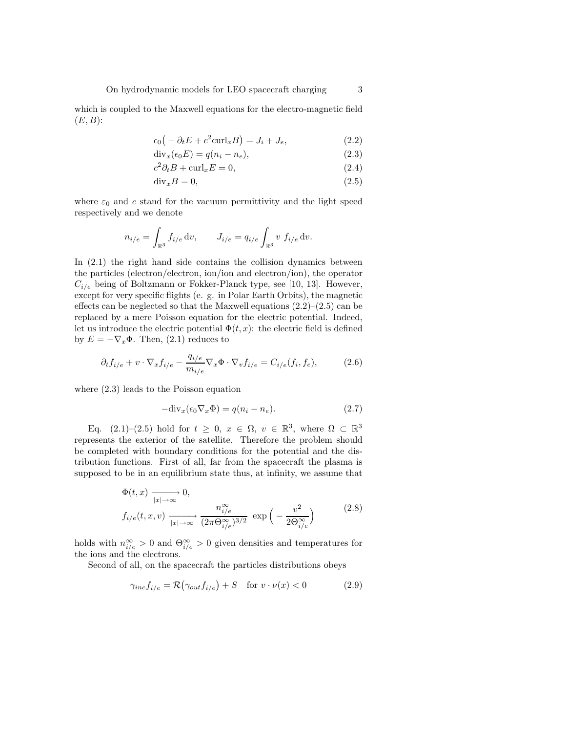which is coupled to the Maxwell equations for the electro-magnetic field $(E, B)$:

$$\epsilon_0\big( - \partial_t E + c^2 \mathrm{curl}_x B\big) = J_i + J_e, \tag{2.2}$$

$$\mathrm{div}_x(\epsilon_0 E) = q(n_i - n_e), \tag{2.3}$$

$$c^2 \partial_t B + \mathrm{curl}_x E = 0, \tag{2.4}$$

$$\mathrm{div}_x B = 0, \tag{2.5}$$

where $\varepsilon_0$ and $c$ stand for the vacuum permittivity and the light speed respectively and we denote

$$n_{i/e} = \int_{\mathbb{R}^3} f_{i/e}\, \mathrm{d}v, \qquad J_{i/e} = q_{i/e} \int_{\mathbb{R}^3} v\ f_{i/e}\, \mathrm{d}v.$$

In (2.1) the right hand side contains the collision dynamics between the particles (electron/electron, ion/ion and electron/ion), the operator $C_{i/e}$ being of Boltzmann or Fokker-Planck type, see [10, 13]. However, except for very specific flights (e. g. in Polar Earth Orbits), the magnetic effects can be neglected so that the Maxwell equations (2.2)–(2.5) can be replaced by a mere Poisson equation for the electric potential. Indeed, let us introduce the electric potential $\Phi(t, x)$: the electric field is defined by $E = -\nabla_x \Phi$. Then, (2.1) reduces to

$$\partial_t f_{i/e} + v \cdot \nabla_x f_{i/e} - \frac{q_{i/e}}{m_{i/e}} \nabla_x \Phi \cdot \nabla_v f_{i/e} = C_{i/e}(f_i, f_e), \tag{2.6}$$

where (2.3) leads to the Poisson equation

$$-\mathrm{div}_x(\epsilon_0 \nabla_x \Phi) = q(n_i - n_e). \tag{2.7}$$

Eq. (2.1)–(2.5) hold for $t \geq 0$, $x \in \Omega$, $v \in \mathbb{R}^3$, where $\Omega \subset \mathbb{R}^3$ represents the exterior of the satellite. Therefore the problem should be completed with boundary conditions for the potential and the distribution functions. First of all, far from the spacecraft the plasma is supposed to be in an equilibrium state thus, at infinity, we assume that

$$\begin{aligned} &\Phi(t, x) \xrightarrow[|x| \to \infty]{} 0, \\ &f_{i/e}(t, x, v) \xrightarrow[|x| \to \infty]{} \frac{n^\infty_{i/e}}{(2\pi \Theta^\infty_{i/e})^{3/2}}\ \exp\Big( - \frac{v^2}{2\Theta^\infty_{i/e}}\Big) \end{aligned} \tag{2.8}$$

holds with $n^\infty_{i/e} > 0$ and $\Theta^\infty_{i/e} > 0$ given densities and temperatures for the ions and the electrons.

Second of all, on the spacecraft the particles distributions obeys

$$\gamma_{inc} f_{i/e} = \mathcal{R}\big(\gamma_{out} f_{i/e}\big) + S \quad \text{for } v \cdot \nu(x) < 0 \tag{2.9}$$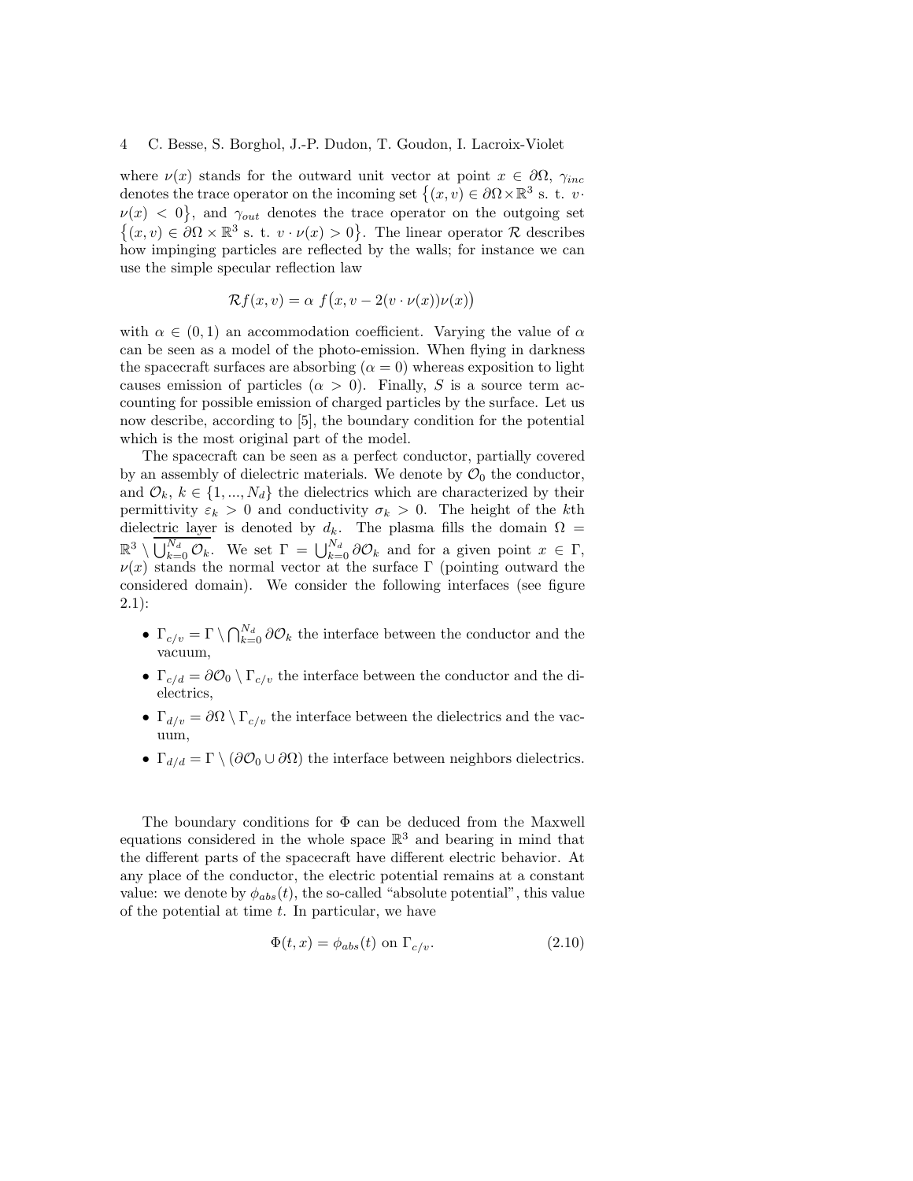where $\nu(x)$ stands for the outward unit vector at point $x \in \partial\Omega$, $\gamma_{inc}$ denotes the trace operator on the incoming set $\{(x,v) \in \partial\Omega \times \mathbb{R}^3 \text{ s. t. } v \cdot \nu(x) < 0\}$, and $\gamma_{out}$ denotes the trace operator on the outgoing set $\{(x,v) \in \partial\Omega \times \mathbb{R}^3 \text{ s. t. } v \cdot \nu(x) > 0\}$. The linear operator $\mathcal{R}$ describes how impinging particles are reflected by the walls; for instance we can use the simple specular reflection law

$$\mathcal{R}f(x,v) = \alpha\ f\big(x, v - 2(v \cdot \nu(x))\nu(x)\big)$$

with $\alpha \in (0,1)$ an accommodation coefficient. Varying the value of $\alpha$ can be seen as a model of the photo-emission. When flying in darkness the spacecraft surfaces are absorbing ($\alpha = 0$) whereas exposition to light causes emission of particles ($\alpha > 0$). Finally, $S$ is a source term accounting for possible emission of charged particles by the surface. Let us now describe, according to [5], the boundary condition for the potential which is the most original part of the model.

The spacecraft can be seen as a perfect conductor, partially covered by an assembly of dielectric materials. We denote by $\mathcal{O}_0$ the conductor, and $\mathcal{O}_k$, $k \in \{1, ..., N_d\}$ the dielectrics which are characterized by their permittivity $\varepsilon_k > 0$ and conductivity $\sigma_k > 0$. The height of the $k$th dielectric layer is denoted by $d_k$. The plasma fills the domain $\Omega = \mathbb{R}^3 \setminus \overline{\bigcup_{k=0}^{N_d} \mathcal{O}_k}$. We set $\Gamma = \bigcup_{k=0}^{N_d} \partial\mathcal{O}_k$ and for a given point $x \in \Gamma$, $\nu(x)$ stands the normal vector at the surface $\Gamma$ (pointing outward the considered domain). We consider the following interfaces (see figure 2.1):

- $\Gamma_{c/v} = \Gamma \setminus \bigcap_{k=0}^{N_d} \partial\mathcal{O}_k$ the interface between the conductor and the vacuum,
- $\Gamma_{c/d} = \partial\mathcal{O}_0 \setminus \Gamma_{c/v}$ the interface between the conductor and the dielectrics,
- $\Gamma_{d/v} = \partial\Omega \setminus \Gamma_{c/v}$ the interface between the dielectrics and the vacuum,
- $\Gamma_{d/d} = \Gamma \setminus (\partial\mathcal{O}_0 \cup \partial\Omega)$ the interface between neighbors dielectrics.

The boundary conditions for $\Phi$ can be deduced from the Maxwell equations considered in the whole space $\mathbb{R}^3$ and bearing in mind that the different parts of the spacecraft have different electric behavior. At any place of the conductor, the electric potential remains at a constant value: we denote by $\phi_{abs}(t)$, the so-called "absolute potential", this value of the potential at time $t$. In particular, we have

$$\Phi(t,x) = \phi_{abs}(t) \text{ on } \Gamma_{c/v}. \tag{2.10}$$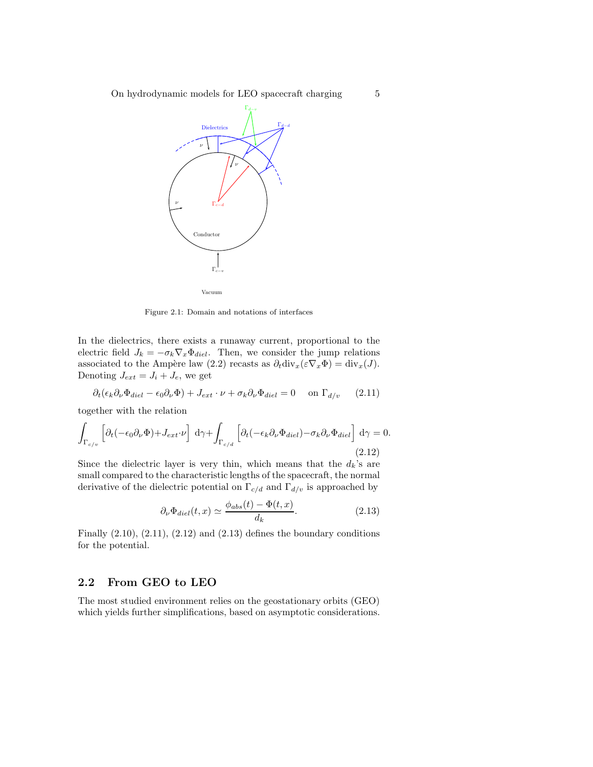Figure 2.1: Domain and notations of interfaces

In the dielectrics, there exists a runaway current, proportional to the electric field $J_k = -\sigma_k \nabla_x \Phi_{diel}$. Then, we consider the jump relations associated to the Ampère law (2.2) recasts as $\partial_t \mathrm{div}_x(\varepsilon \nabla_x \Phi) = \mathrm{div}_x(J)$. Denoting $J_{ext} = J_i + J_e$, we get

$$\partial_t(\epsilon_k \partial_\nu \Phi_{diel} - \epsilon_0 \partial_\nu \Phi) + J_{ext} \cdot \nu + \sigma_k \partial_\nu \Phi_{diel} = 0 \quad \text{on } \Gamma_{d/v} \tag{2.11}$$

together with the relation

$$\int_{\Gamma_{c/v}} \Big[\partial_t(-\epsilon_0 \partial_\nu \Phi) + J_{ext} \cdot \nu\Big] \, \mathrm{d}\gamma + \int_{\Gamma_{c/d}} \Big[\partial_t(-\epsilon_k \partial_\nu \Phi_{diel}) - \sigma_k \partial_\nu \Phi_{diel}\Big] \, \mathrm{d}\gamma = 0. \tag{2.12}$$

Since the dielectric layer is very thin, which means that the $d_k$'s are small compared to the characteristic lengths of the spacecraft, the normal derivative of the dielectric potential on $\Gamma_{c/d}$ and $\Gamma_{d/v}$ is approached by

$$\partial_\nu \Phi_{diel}(t, x) \simeq \frac{\phi_{abs}(t) - \Phi(t, x)}{d_k}. \tag{2.13}$$

Finally (2.10), (2.11), (2.12) and (2.13) defines the boundary conditions for the potential.

## 2.2 From GEO to LEO

The most studied environment relies on the geostationary orbits (GEO) which yields further simplifications, based on asymptotic considerations.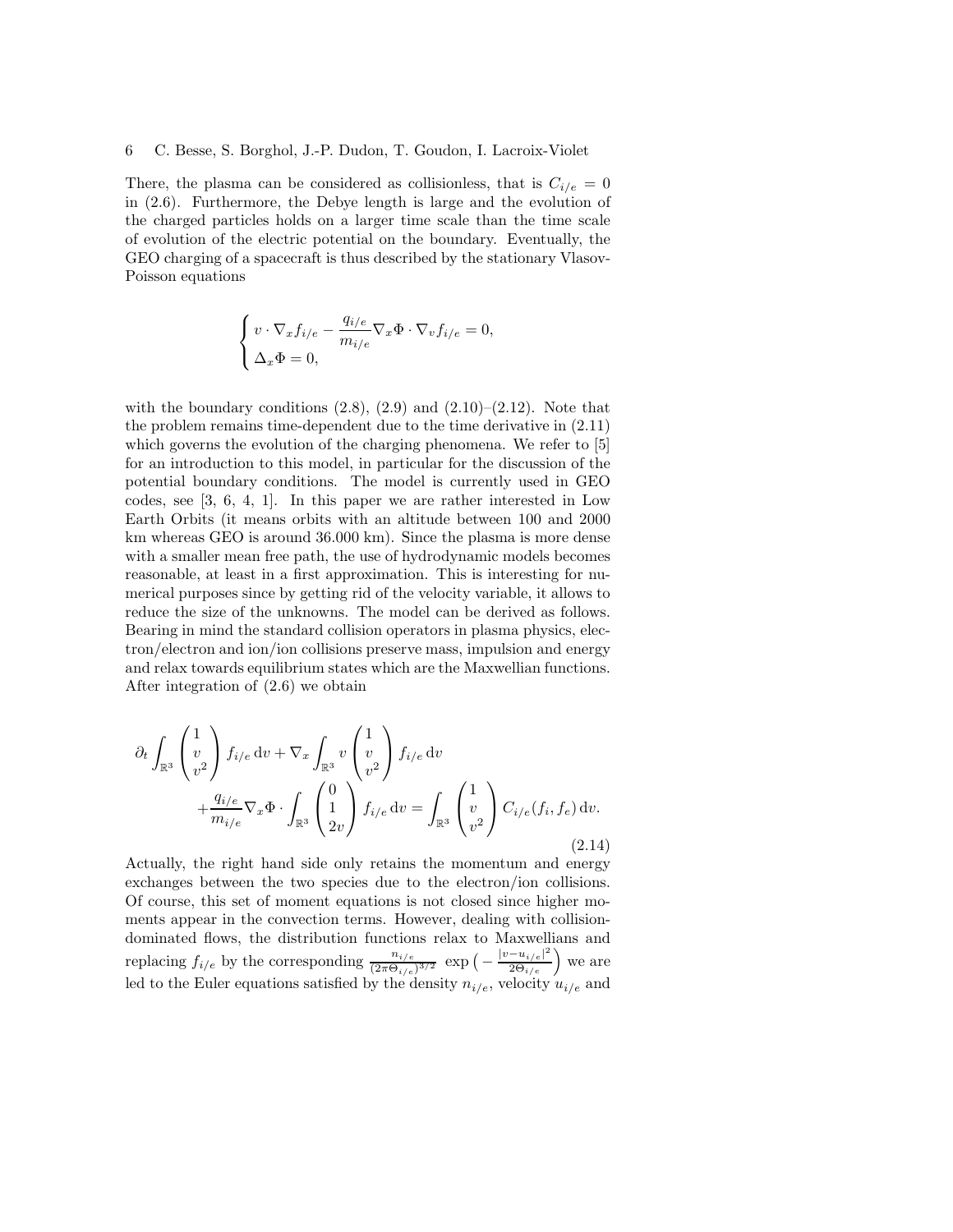There, the plasma can be considered as collisionless, that is $C_{i/e} = 0$ in (2.6). Furthermore, the Debye length is large and the evolution of the charged particles holds on a larger time scale than the time scale of evolution of the electric potential on the boundary. Eventually, the GEO charging of a spacecraft is thus described by the stationary Vlasov-Poisson equations

$$\begin{cases} v \cdot \nabla_x f_{i/e} - \dfrac{q_{i/e}}{m_{i/e}} \nabla_x \Phi \cdot \nabla_v f_{i/e} = 0, \\ \Delta_x \Phi = 0, \end{cases}$$

with the boundary conditions (2.8), (2.9) and (2.10)–(2.12). Note that the problem remains time-dependent due to the time derivative in (2.11) which governs the evolution of the charging phenomena. We refer to [5] for an introduction to this model, in particular for the discussion of the potential boundary conditions. The model is currently used in GEO codes, see [3, 6, 4, 1]. In this paper we are rather interested in Low Earth Orbits (it means orbits with an altitude between 100 and 2000 km whereas GEO is around 36.000 km). Since the plasma is more dense with a smaller mean free path, the use of hydrodynamic models becomes reasonable, at least in a first approximation. This is interesting for numerical purposes since by getting rid of the velocity variable, it allows to reduce the size of the unknowns. The model can be derived as follows. Bearing in mind the standard collision operators in plasma physics, electron/electron and ion/ion collisions preserve mass, impulsion and energy and relax towards equilibrium states which are the Maxwellian functions. After integration of (2.6) we obtain

$$\begin{aligned} \partial_t \int_{\mathbb{R}^3} \begin{pmatrix} 1 \\ v \\ v^2 \end{pmatrix} f_{i/e} \, \mathrm{d}v + \nabla_x \int_{\mathbb{R}^3} v \begin{pmatrix} 1 \\ v \\ v^2 \end{pmatrix} f_{i/e} \, \mathrm{d}v \\ + \frac{q_{i/e}}{m_{i/e}} \nabla_x \Phi \cdot \int_{\mathbb{R}^3} \begin{pmatrix} 0 \\ 1 \\ 2v \end{pmatrix} f_{i/e} \, \mathrm{d}v = \int_{\mathbb{R}^3} \begin{pmatrix} 1 \\ v \\ v^2 \end{pmatrix} C_{i/e}(f_i, f_e) \, \mathrm{d}v. \end{aligned} \tag{2.14}$$

Actually, the right hand side only retains the momentum and energy exchanges between the two species due to the electron/ion collisions. Of course, this set of moment equations is not closed since higher moments appear in the convection terms. However, dealing with collision-dominated flows, the distribution functions relax to Maxwellians and replacing $f_{i/e}$ by the corresponding $\frac{n_{i/e}}{(2\pi\Theta_{i/e})^{3/2}} \exp\left(-\frac{|v-u_{i/e}|^2}{2\Theta_{i/e}}\right)$ we are led to the Euler equations satisfied by the density $n_{i/e}$, velocity $u_{i/e}$ and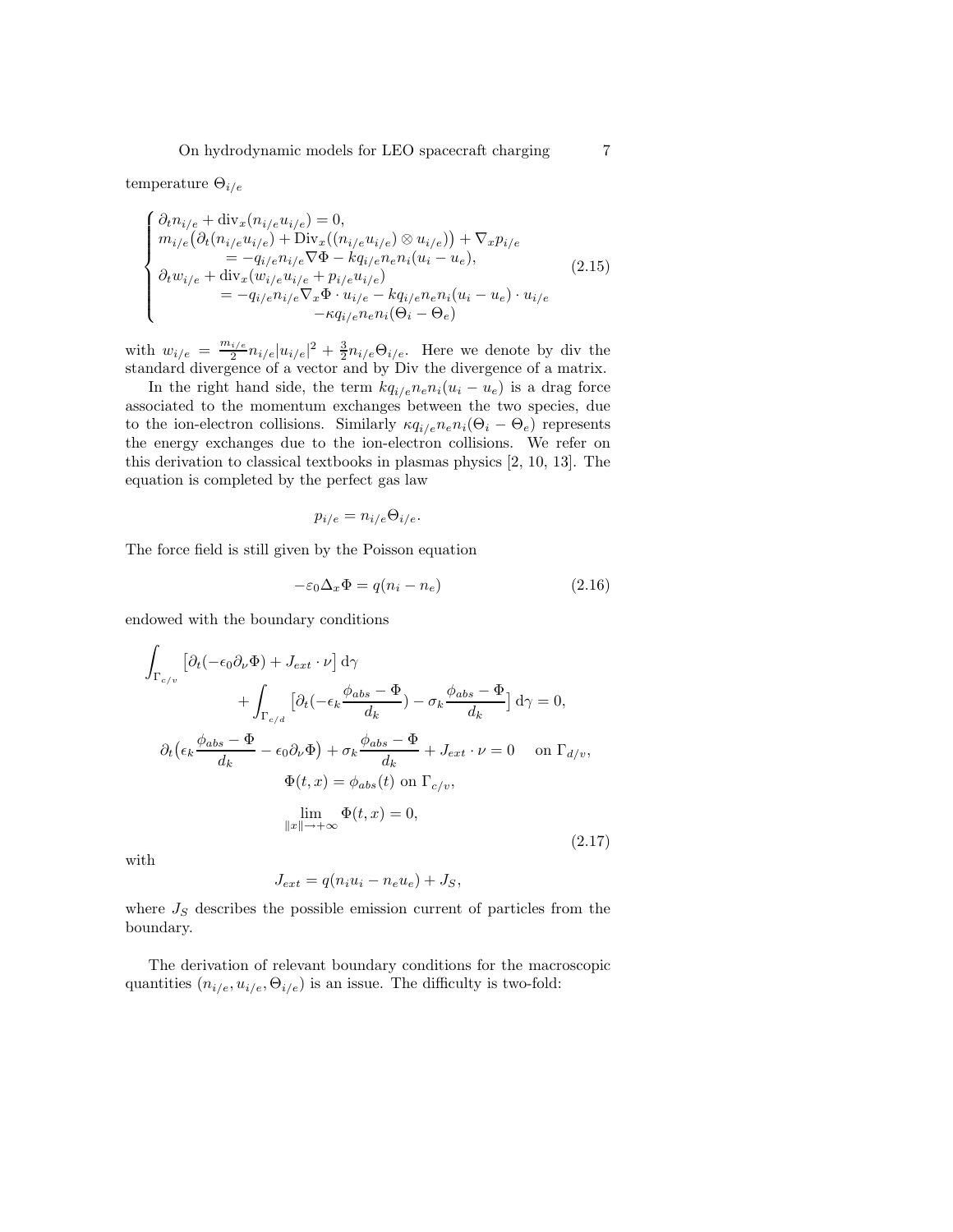temperature $\Theta_{i/e}$

$$
\begin{cases}
\partial_t n_{i/e} + \mathrm{div}_x(n_{i/e} u_{i/e}) = 0, \\
m_{i/e}\big(\partial_t(n_{i/e}u_{i/e}) + \mathrm{Div}_x((n_{i/e}u_{i/e}) \otimes u_{i/e})\big) + \nabla_x p_{i/e} \\
\qquad = -q_{i/e} n_{i/e} \nabla \Phi - k q_{i/e} n_e n_i (u_i - u_e), \\
\partial_t w_{i/e} + \mathrm{div}_x(w_{i/e} u_{i/e} + p_{i/e} u_{i/e}) \\
\qquad = -q_{i/e} n_{i/e} \nabla_x \Phi \cdot u_{i/e} - k q_{i/e} n_e n_i (u_i - u_e) \cdot u_{i/e} \\
\qquad\qquad -\kappa q_{i/e} n_e n_i (\Theta_i - \Theta_e)
\end{cases}
\tag{2.15}
$$

with $w_{i/e} = \frac{m_{i/e}}{2} n_{i/e} |u_{i/e}|^2 + \frac{3}{2} n_{i/e} \Theta_{i/e}$. Here we denote by div the standard divergence of a vector and by Div the divergence of a matrix.

In the right hand side, the term $k q_{i/e} n_e n_i (u_i - u_e)$ is a drag force associated to the momentum exchanges between the two species, due to the ion-electron collisions. Similarly $\kappa q_{i/e} n_e n_i (\Theta_i - \Theta_e)$ represents the energy exchanges due to the ion-electron collisions. We refer on this derivation to classical textbooks in plasmas physics [2, 10, 13]. The equation is completed by the perfect gas law

$$
p_{i/e} = n_{i/e} \Theta_{i/e}.
$$

The force field is still given by the Poisson equation

$$
-\varepsilon_0 \Delta_x \Phi = q(n_i - n_e) \tag{2.16}
$$

endowed with the boundary conditions

$$
\begin{gathered}
\int_{\Gamma_{c/v}} \big[\partial_t(-\epsilon_0 \partial_\nu \Phi) + J_{ext} \cdot \nu\big] \, \mathrm{d}\gamma \\
\qquad + \int_{\Gamma_{c/d}} \big[\partial_t\big(-\epsilon_k \frac{\phi_{abs} - \Phi}{d_k}\big) - \sigma_k \frac{\phi_{abs} - \Phi}{d_k}\big] \, \mathrm{d}\gamma = 0, \\
\partial_t\big(\epsilon_k \frac{\phi_{abs} - \Phi}{d_k} - \epsilon_0 \partial_\nu \Phi\big) + \sigma_k \frac{\phi_{abs} - \Phi}{d_k} + J_{ext} \cdot \nu = 0 \quad \text{ on } \Gamma_{d/v}, \\
\Phi(t,x) = \phi_{abs}(t) \text{ on } \Gamma_{c/v}, \\
\lim_{\|x\| \to +\infty} \Phi(t,x) = 0,
\end{gathered}
\tag{2.17}
$$

with

$$
J_{ext} = q(n_i u_i - n_e u_e) + J_S,
$$

where $J_S$ describes the possible emission current of particles from the boundary.

The derivation of relevant boundary conditions for the macroscopic quantities $(n_{i/e}, u_{i/e}, \Theta_{i/e})$ is an issue. The difficulty is two-fold: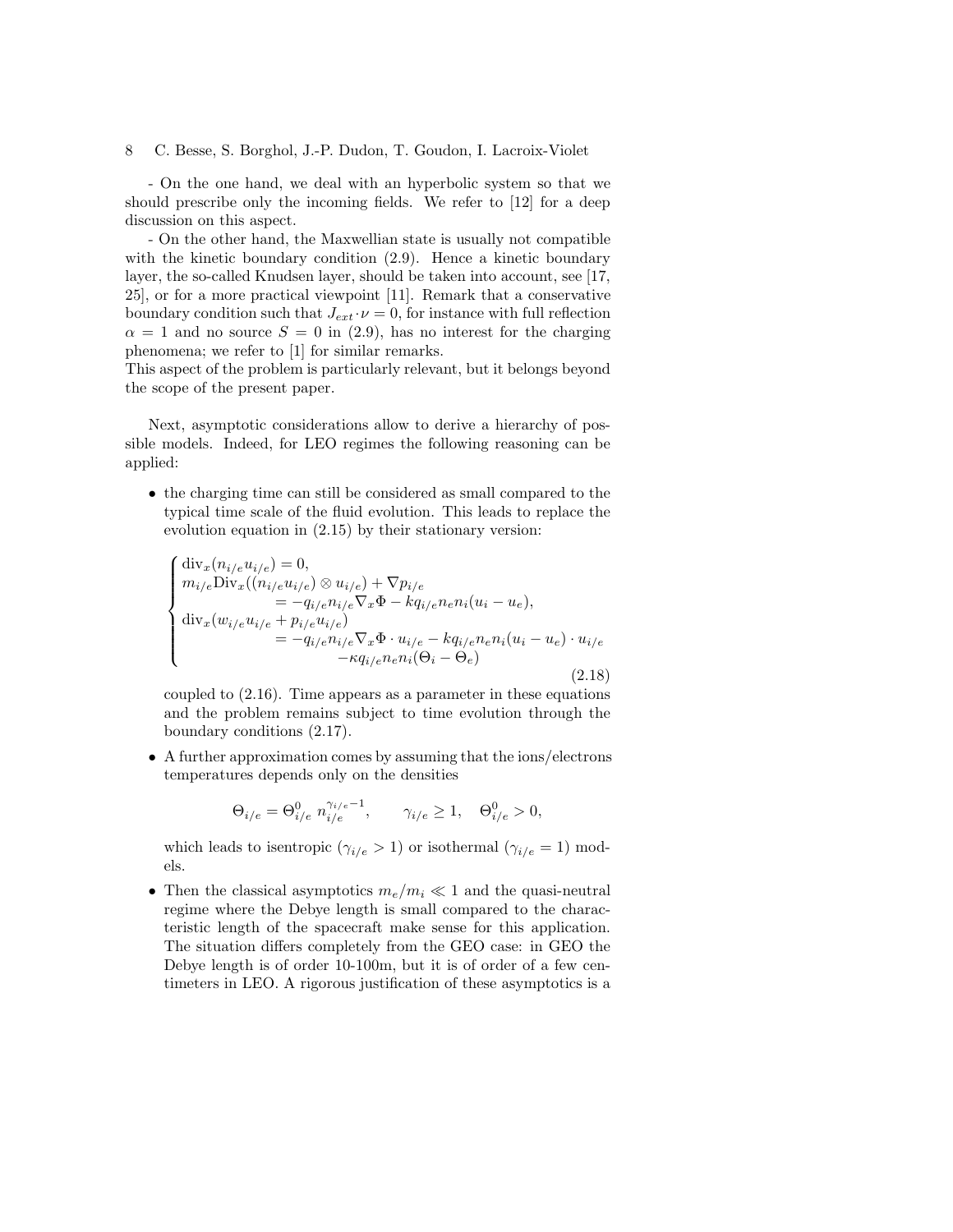- On the one hand, we deal with an hyperbolic system so that we should prescribe only the incoming fields. We refer to [12] for a deep discussion on this aspect.

- On the other hand, the Maxwellian state is usually not compatible with the kinetic boundary condition (2.9). Hence a kinetic boundary layer, the so-called Knudsen layer, should be taken into account, see [17, 25], or for a more practical viewpoint [11]. Remark that a conservative boundary condition such that $J_{ext} \cdot \nu = 0$, for instance with full reflection $\alpha = 1$ and no source $S = 0$ in (2.9), has no interest for the charging phenomena; we refer to [1] for similar remarks.
This aspect of the problem is particularly relevant, but it belongs beyond the scope of the present paper.

Next, asymptotic considerations allow to derive a hierarchy of possible models. Indeed, for LEO regimes the following reasoning can be applied:

- the charging time can still be considered as small compared to the typical time scale of the fluid evolution. This leads to replace the evolution equation in (2.15) by their stationary version:

$$
\begin{cases}
\mathrm{div}_x(n_{i/e} u_{i/e}) = 0, \\
m_{i/e} \mathrm{Div}_x((n_{i/e} u_{i/e}) \otimes u_{i/e}) + \nabla p_{i/e} \\
\qquad\qquad = -q_{i/e} n_{i/e} \nabla_x \Phi - k q_{i/e} n_e n_i (u_i - u_e), \\
\mathrm{div}_x(w_{i/e} u_{i/e} + p_{i/e} u_{i/e}) \\
\qquad\qquad = -q_{i/e} n_{i/e} \nabla_x \Phi \cdot u_{i/e} - k q_{i/e} n_e n_i (u_i - u_e) \cdot u_{i/e} \\
\qquad\qquad\qquad - \kappa q_{i/e} n_e n_i (\Theta_i - \Theta_e)
\end{cases}
\tag{2.18}
$$

  coupled to (2.16). Time appears as a parameter in these equations and the problem remains subject to time evolution through the boundary conditions (2.17).

- A further approximation comes by assuming that the ions/electrons temperatures depends only on the densities

$$
\Theta_{i/e} = \Theta^0_{i/e} \, n_{i/e}^{\gamma_{i/e}-1}, \qquad \gamma_{i/e} \geq 1, \quad \Theta^0_{i/e} > 0,
$$

  which leads to isentropic ($\gamma_{i/e} > 1$) or isothermal ($\gamma_{i/e} = 1$) models.

- Then the classical asymptotics $m_e/m_i \ll 1$ and the quasi-neutral regime where the Debye length is small compared to the characteristic length of the spacecraft make sense for this application. The situation differs completely from the GEO case: in GEO the Debye length is of order 10-100m, but it is of order of a few centimeters in LEO. A rigorous justification of these asymptotics is a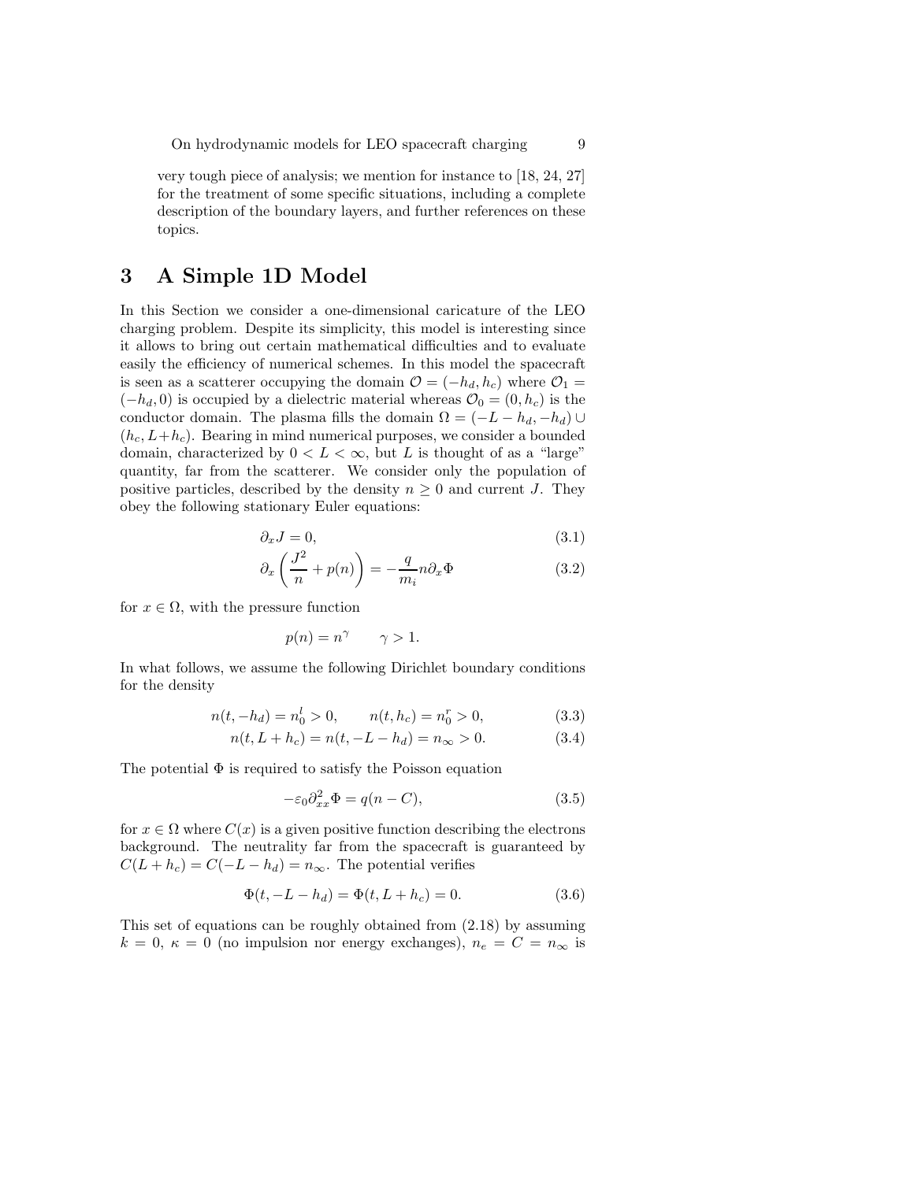very tough piece of analysis; we mention for instance to [18, 24, 27] for the treatment of some specific situations, including a complete description of the boundary layers, and further references on these topics.

# 3 A Simple 1D Model

In this Section we consider a one-dimensional caricature of the LEO charging problem. Despite its simplicity, this model is interesting since it allows to bring out certain mathematical difficulties and to evaluate easily the efficiency of numerical schemes. In this model the spacecraft is seen as a scatterer occupying the domain $\mathcal{O} = (-h_d, h_c)$ where $\mathcal{O}_1 = (-h_d, 0)$ is occupied by a dielectric material whereas $\mathcal{O}_0 = (0, h_c)$ is the conductor domain. The plasma fills the domain $\Omega = (-L - h_d, -h_d) \cup (h_c, L+h_c)$. Bearing in mind numerical purposes, we consider a bounded domain, characterized by $0 < L < \infty$, but $L$ is thought of as a "large" quantity, far from the scatterer. We consider only the population of positive particles, described by the density $n \geq 0$ and current $J$. They obey the following stationary Euler equations:

$$\partial_x J = 0, \tag{3.1}$$

$$\partial_x \left( \frac{J^2}{n} + p(n) \right) = -\frac{q}{m_i} n \partial_x \Phi \tag{3.2}$$

for $x \in \Omega$, with the pressure function

$$p(n) = n^\gamma \qquad \gamma > 1.$$

In what follows, we assume the following Dirichlet boundary conditions for the density

$$n(t, -h_d) = n_0^l > 0, \qquad n(t, h_c) = n_0^r > 0, \tag{3.3}$$

$$n(t, L + h_c) = n(t, -L - h_d) = n_\infty > 0. \tag{3.4}$$

The potential $\Phi$ is required to satisfy the Poisson equation

$$-\varepsilon_0 \partial^2_{xx} \Phi = q(n - C), \tag{3.5}$$

for $x \in \Omega$ where $C(x)$ is a given positive function describing the electrons background. The neutrality far from the spacecraft is guaranteed by $C(L + h_c) = C(-L - h_d) = n_\infty$. The potential verifies

$$\Phi(t, -L - h_d) = \Phi(t, L + h_c) = 0. \tag{3.6}$$

This set of equations can be roughly obtained from (2.18) by assuming $k = 0$, $\kappa = 0$ (no impulsion nor energy exchanges), $n_e = C = n_\infty$ is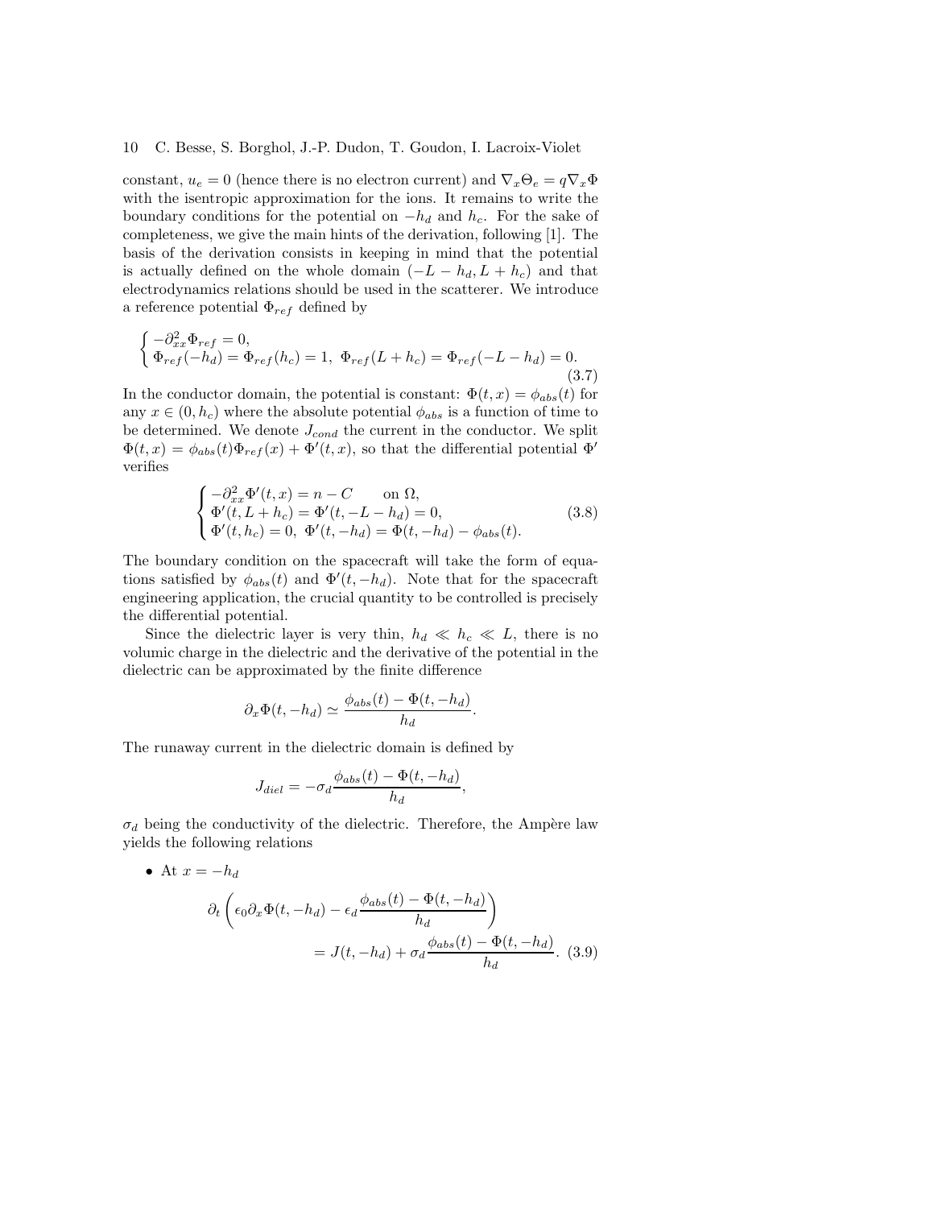constant, $u_e = 0$ (hence there is no electron current) and $\nabla_x \Theta_e = q \nabla_x \Phi$ with the isentropic approximation for the ions. It remains to write the boundary conditions for the potential on $-h_d$ and $h_c$. For the sake of completeness, we give the main hints of the derivation, following [1]. The basis of the derivation consists in keeping in mind that the potential is actually defined on the whole domain $(-L - h_d, L + h_c)$ and that electrodynamics relations should be used in the scatterer. We introduce a reference potential $\Phi_{ref}$ defined by

$$
\begin{cases}
-\partial^2_{xx} \Phi_{ref} = 0, \\
\Phi_{ref}(-h_d) = \Phi_{ref}(h_c) = 1, \ \Phi_{ref}(L + h_c) = \Phi_{ref}(-L - h_d) = 0.
\end{cases}
\tag{3.7}
$$

In the conductor domain, the potential is constant: $\Phi(t, x) = \phi_{abs}(t)$ for any $x \in (0, h_c)$ where the absolute potential $\phi_{abs}$ is a function of time to be determined. We denote $J_{cond}$ the current in the conductor. We split $\Phi(t, x) = \phi_{abs}(t)\Phi_{ref}(x) + \Phi'(t, x)$, so that the differential potential $\Phi'$ verifies

$$
\begin{cases}
-\partial^2_{xx} \Phi'(t, x) = n - C \qquad \text{on } \Omega, \\
\Phi'(t, L + h_c) = \Phi'(t, -L - h_d) = 0, \\
\Phi'(t, h_c) = 0, \ \Phi'(t, -h_d) = \Phi(t, -h_d) - \phi_{abs}(t).
\end{cases}
\tag{3.8}
$$

The boundary condition on the spacecraft will take the form of equations satisfied by $\phi_{abs}(t)$ and $\Phi'(t, -h_d)$. Note that for the spacecraft engineering application, the crucial quantity to be controlled is precisely the differential potential.

Since the dielectric layer is very thin, $h_d \ll h_c \ll L$, there is no volumic charge in the dielectric and the derivative of the potential in the dielectric can be approximated by the finite difference

$$
\partial_x \Phi(t, -h_d) \simeq \frac{\phi_{abs}(t) - \Phi(t, -h_d)}{h_d}.
$$

The runaway current in the dielectric domain is defined by

$$
J_{diel} = -\sigma_d \frac{\phi_{abs}(t) - \Phi(t, -h_d)}{h_d},
$$

$\sigma_d$ being the conductivity of the dielectric. Therefore, the Ampère law yields the following relations

- At $x = -h_d$

$$
\partial_t \left( \epsilon_0 \partial_x \Phi(t, -h_d) - \epsilon_d \frac{\phi_{abs}(t) - \Phi(t, -h_d)}{h_d} \right) = J(t, -h_d) + \sigma_d \frac{\phi_{abs}(t) - \Phi(t, -h_d)}{h_d}. \tag{3.9}
$$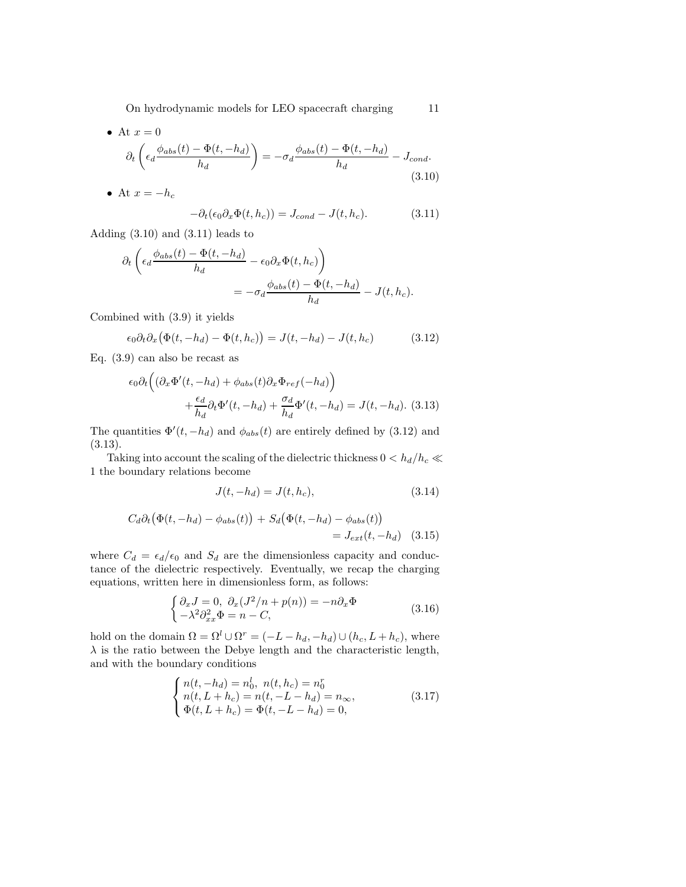- At $x = 0$

$$\partial_t \left( \epsilon_d \frac{\phi_{abs}(t) - \Phi(t, -h_d)}{h_d} \right) = -\sigma_d \frac{\phi_{abs}(t) - \Phi(t, -h_d)}{h_d} - J_{cond}. \tag{3.10}$$

- At $x = -h_c$

$$-\partial_t(\epsilon_0 \partial_x \Phi(t, h_c)) = J_{cond} - J(t, h_c). \tag{3.11}$$

Adding (3.10) and (3.11) leads to

$$\partial_t \left( \epsilon_d \frac{\phi_{abs}(t) - \Phi(t, -h_d)}{h_d} - \epsilon_0 \partial_x \Phi(t, h_c) \right) = -\sigma_d \frac{\phi_{abs}(t) - \Phi(t, -h_d)}{h_d} - J(t, h_c).$$

Combined with (3.9) it yields

$$\epsilon_0 \partial_t \partial_x \big( \Phi(t, -h_d) - \Phi(t, h_c) \big) = J(t, -h_d) - J(t, h_c) \tag{3.12}$$

Eq. (3.9) can also be recast as

$$\epsilon_0 \partial_t \Big( (\partial_x \Phi'(t, -h_d) + \phi_{abs}(t) \partial_x \Phi_{ref}(-h_d) \Big) + \frac{\epsilon_d}{h_d} \partial_t \Phi'(t, -h_d) + \frac{\sigma_d}{h_d} \Phi'(t, -h_d) = J(t, -h_d). \tag{3.13}$$

The quantities $\Phi'(t, -h_d)$ and $\phi_{abs}(t)$ are entirely defined by (3.12) and (3.13).

Taking into account the scaling of the dielectric thickness $0 < h_d/h_c \ll 1$ the boundary relations become

$$J(t, -h_d) = J(t, h_c), \tag{3.14}$$

$$C_d \partial_t \big( \Phi(t, -h_d) - \phi_{abs}(t) \big) + S_d \big( \Phi(t, -h_d) - \phi_{abs}(t) \big) = J_{ext}(t, -h_d) \tag{3.15}$$

where $C_d = \epsilon_d / \epsilon_0$ and $S_d$ are the dimensionless capacity and conductance of the dielectric respectively. Eventually, we recap the charging equations, written here in dimensionless form, as follows:

$$\begin{cases} \partial_x J = 0, \ \partial_x (J^2/n + p(n)) = -n \partial_x \Phi \\ -\lambda^2 \partial_{xx}^2 \Phi = n - C, \end{cases} \tag{3.16}$$

hold on the domain $\Omega = \Omega^l \cup \Omega^r = (-L - h_d, -h_d) \cup (h_c, L + h_c)$, where $\lambda$ is the ratio between the Debye length and the characteristic length, and with the boundary conditions

$$\begin{cases} n(t, -h_d) = n_0^l, \ n(t, h_c) = n_0^r \\ n(t, L + h_c) = n(t, -L - h_d) = n_\infty, \\ \Phi(t, L + h_c) = \Phi(t, -L - h_d) = 0, \end{cases} \tag{3.17}$$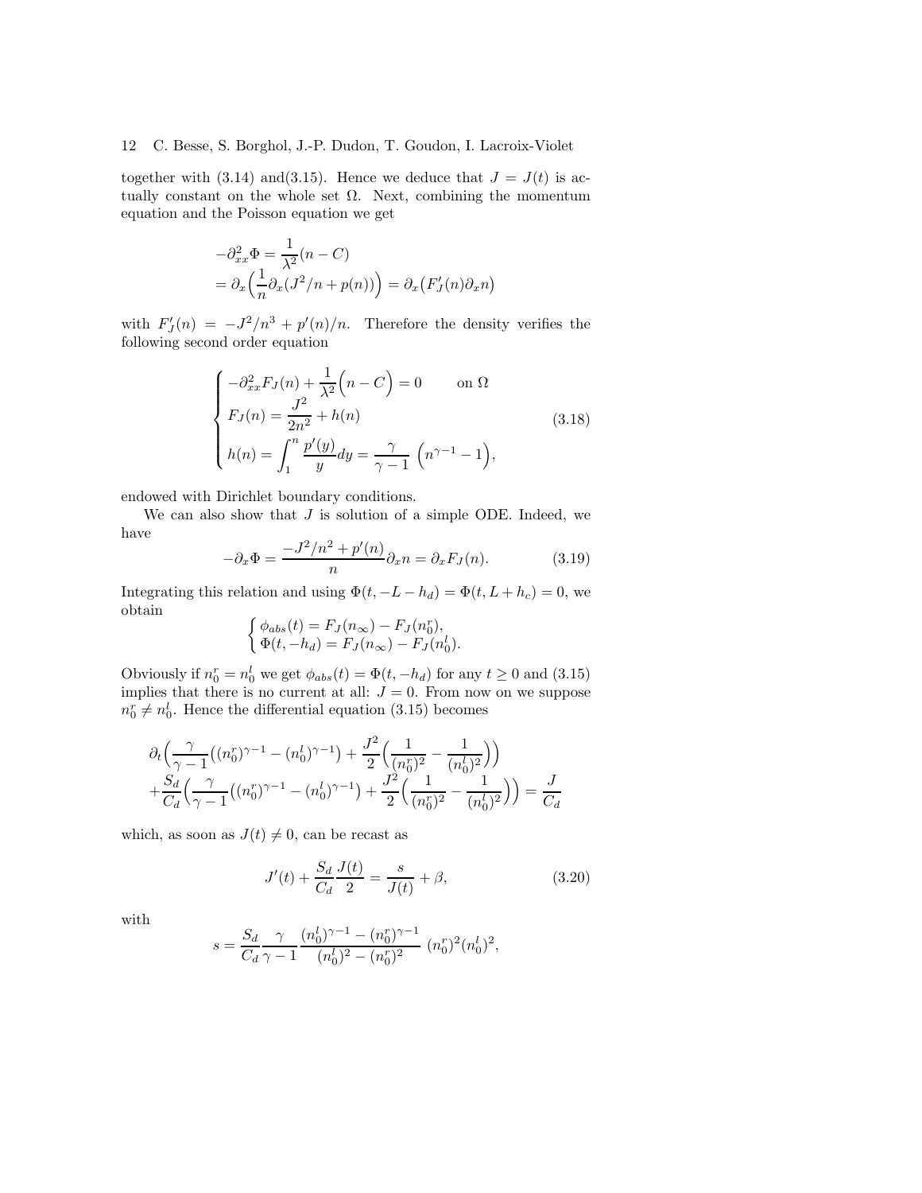together with (3.14) and(3.15). Hence we deduce that $J = J(t)$ is actually constant on the whole set $\Omega$. Next, combining the momentum equation and the Poisson equation we get

$$
\begin{aligned}
-\partial^2_{xx}\Phi &= \frac{1}{\lambda^2}(n - C) \\
&= \partial_x\Big(\frac{1}{n}\partial_x(J^2/n + p(n))\Big) = \partial_x\big(F'_J(n)\partial_x n\big)
\end{aligned}
$$

with $F'_J(n) = -J^2/n^3 + p'(n)/n$. Therefore the density verifies the following second order equation

$$
\begin{cases}
-\partial^2_{xx}F_J(n) + \dfrac{1}{\lambda^2}\Big(n - C\Big) = 0 \qquad \text{on } \Omega \\
F_J(n) = \dfrac{J^2}{2n^2} + h(n) \\
h(n) = \displaystyle\int_1^n \frac{p'(y)}{y}dy = \frac{\gamma}{\gamma - 1}\ \Big(n^{\gamma-1} - 1\Big),
\end{cases}
\tag{3.18}
$$

endowed with Dirichlet boundary conditions.

We can also show that $J$ is solution of a simple ODE. Indeed, we have

$$
-\partial_x\Phi = \frac{-J^2/n^2 + p'(n)}{n}\partial_x n = \partial_x F_J(n). \tag{3.19}
$$

Integrating this relation and using $\Phi(t, -L - h_d) = \Phi(t, L + h_c) = 0$, we obtain

$$
\begin{cases}
\phi_{abs}(t) = F_J(n_\infty) - F_J(n_0^r), \\
\Phi(t, -h_d) = F_J(n_\infty) - F_J(n_0^l).
\end{cases}
$$

Obviously if $n_0^r = n_0^l$ we get $\phi_{abs}(t) = \Phi(t, -h_d)$ for any $t \geq 0$ and (3.15) implies that there is no current at all: $J = 0$. From now on we suppose $n_0^r \neq n_0^l$. Hence the differential equation (3.15) becomes

$$
\begin{aligned}
&\partial_t\Big(\frac{\gamma}{\gamma-1}\big((n_0^r)^{\gamma-1} - (n_0^l)^{\gamma-1}\big) + \frac{J^2}{2}\Big(\frac{1}{(n_0^r)^2} - \frac{1}{(n_0^l)^2}\Big)\Big) \\
&+\frac{S_d}{C_d}\Big(\frac{\gamma}{\gamma-1}\big((n_0^r)^{\gamma-1} - (n_0^l)^{\gamma-1}\big) + \frac{J^2}{2}\Big(\frac{1}{(n_0^r)^2} - \frac{1}{(n_0^l)^2}\Big)\Big) = \frac{J}{C_d}
\end{aligned}
$$

which, as soon as $J(t) \neq 0$, can be recast as

$$
J'(t) + \frac{S_d}{C_d}\frac{J(t)}{2} = \frac{s}{J(t)} + \beta, \tag{3.20}
$$

with

$$
s = \frac{S_d}{C_d}\frac{\gamma}{\gamma-1}\frac{(n_0^l)^{\gamma-1} - (n_0^r)^{\gamma-1}}{(n_0^l)^2 - (n_0^r)^2}\ (n_0^r)^2(n_0^l)^2,
$$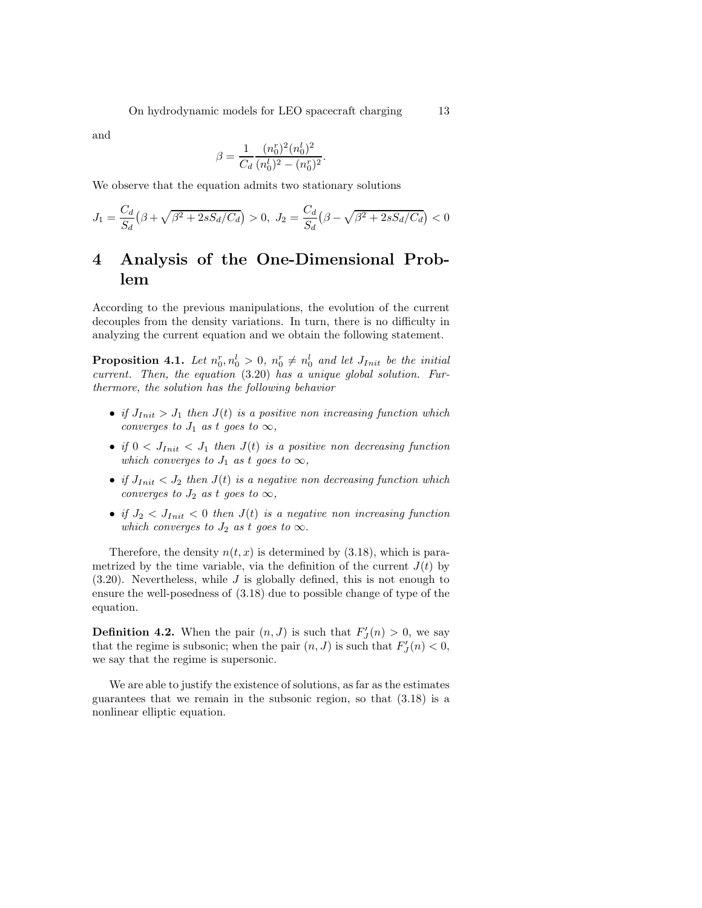and

$$\beta = \frac{1}{C_d} \frac{(n_0^r)^2 (n_0^l)^2}{(n_0^l)^2 - (n_0^r)^2}.$$

We observe that the equation admits two stationary solutions

$$J_1 = \frac{C_d}{S_d}\big(\beta + \sqrt{\beta^2 + 2sS_d/C_d}\big) > 0, \; J_2 = \frac{C_d}{S_d}\big(\beta - \sqrt{\beta^2 + 2sS_d/C_d}\big) < 0$$

# 4 Analysis of the One-Dimensional Problem

According to the previous manipulations, the evolution of the current decouples from the density variations. In turn, there is no difficulty in analyzing the current equation and we obtain the following statement.

**Proposition 4.1.** *Let $n_0^r, n_0^l > 0$, $n_0^r \neq n_0^l$ and let $J_{Init}$ be the initial current. Then, the equation* (3.20) *has a unique global solution. Furthermore, the solution has the following behavior*

- *if $J_{Init} > J_1$ then $J(t)$ is a positive non increasing function which converges to $J_1$ as $t$ goes to $\infty$,*
- *if $0 < J_{Init} < J_1$ then $J(t)$ is a positive non decreasing function which converges to $J_1$ as $t$ goes to $\infty$,*
- *if $J_{Init} < J_2$ then $J(t)$ is a negative non decreasing function which converges to $J_2$ as $t$ goes to $\infty$,*
- *if $J_2 < J_{Init} < 0$ then $J(t)$ is a negative non increasing function which converges to $J_2$ as $t$ goes to $\infty$.*

Therefore, the density $n(t, x)$ is determined by (3.18), which is parametrized by the time variable, via the definition of the current $J(t)$ by (3.20). Nevertheless, while $J$ is globally defined, this is not enough to ensure the well-posedness of (3.18) due to possible change of type of the equation.

**Definition 4.2.** When the pair $(n, J)$ is such that $F_J'(n) > 0$, we say that the regime is subsonic; when the pair $(n, J)$ is such that $F_J'(n) < 0$, we say that the regime is supersonic.

We are able to justify the existence of solutions, as far as the estimates guarantees that we remain in the subsonic region, so that (3.18) is a nonlinear elliptic equation.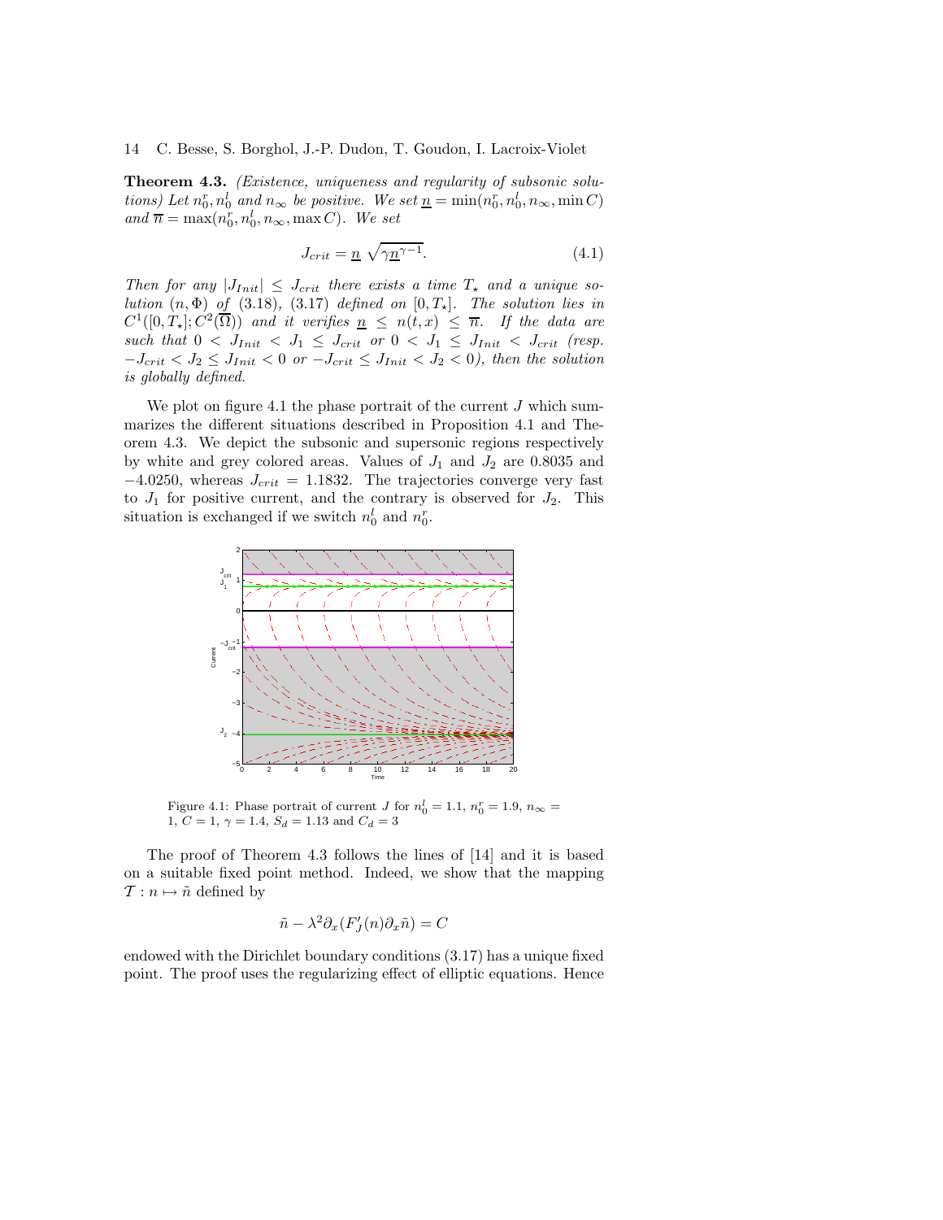**Theorem 4.3.** *(Existence, uniqueness and regularity of subsonic solutions) Let $n_0^r, n_0^l$ and $n_\infty$ be positive. We set $\underline{n} = \min(n_0^r, n_0^l, n_\infty, \min C)$ and $\overline{n} = \max(n_0^r, n_0^l, n_\infty, \max C)$. We set*

$$J_{crit} = \underline{n}\ \sqrt{\gamma \underline{n}^{\gamma-1}}. \tag{4.1}$$

*Then for any $|J_{Init}| \leq J_{crit}$ there exists a time $T_\star$ and a unique solution $(n, \Phi)$ of (3.18), (3.17) defined on $[0, T_\star]$. The solution lies in $C^1([0, T_\star]; C^2(\overline{\Omega}))$ and it verifies $\underline{n} \leq n(t, x) \leq \overline{n}$. If the data are such that $0 < J_{Init} < J_1 \leq J_{crit}$ or $0 < J_1 \leq J_{Init} < J_{crit}$ (resp. $-J_{crit} < J_2 \leq J_{Init} < 0$ or $-J_{crit} \leq J_{Init} < J_2 < 0$), then the solution is globally defined.*

We plot on figure 4.1 the phase portrait of the current $J$ which summarizes the different situations described in Proposition 4.1 and Theorem 4.3. We depict the subsonic and supersonic regions respectively by white and grey colored areas. Values of $J_1$ and $J_2$ are 0.8035 and $-4.0250$, whereas $J_{crit} = 1.1832$. The trajectories converge very fast to $J_1$ for positive current, and the contrary is observed for $J_2$. This situation is exchanged if we switch $n_0^l$ and $n_0^r$.

Figure 4.1: Phase portrait of current $J$ for $n_0^l = 1.1$, $n_0^r = 1.9$, $n_\infty = 1$, $C = 1$, $\gamma = 1.4$, $S_d = 1.13$ and $C_d = 3$

The proof of Theorem 4.3 follows the lines of [14] and it is based on a suitable fixed point method. Indeed, we show that the mapping $\mathcal{T} : n \mapsto \tilde{n}$ defined by

$$\tilde{n} - \lambda^2 \partial_x (F_J'(n) \partial_x \tilde{n}) = C$$

endowed with the Dirichlet boundary conditions (3.17) has a unique fixed point. The proof uses the regularizing effect of elliptic equations. Hence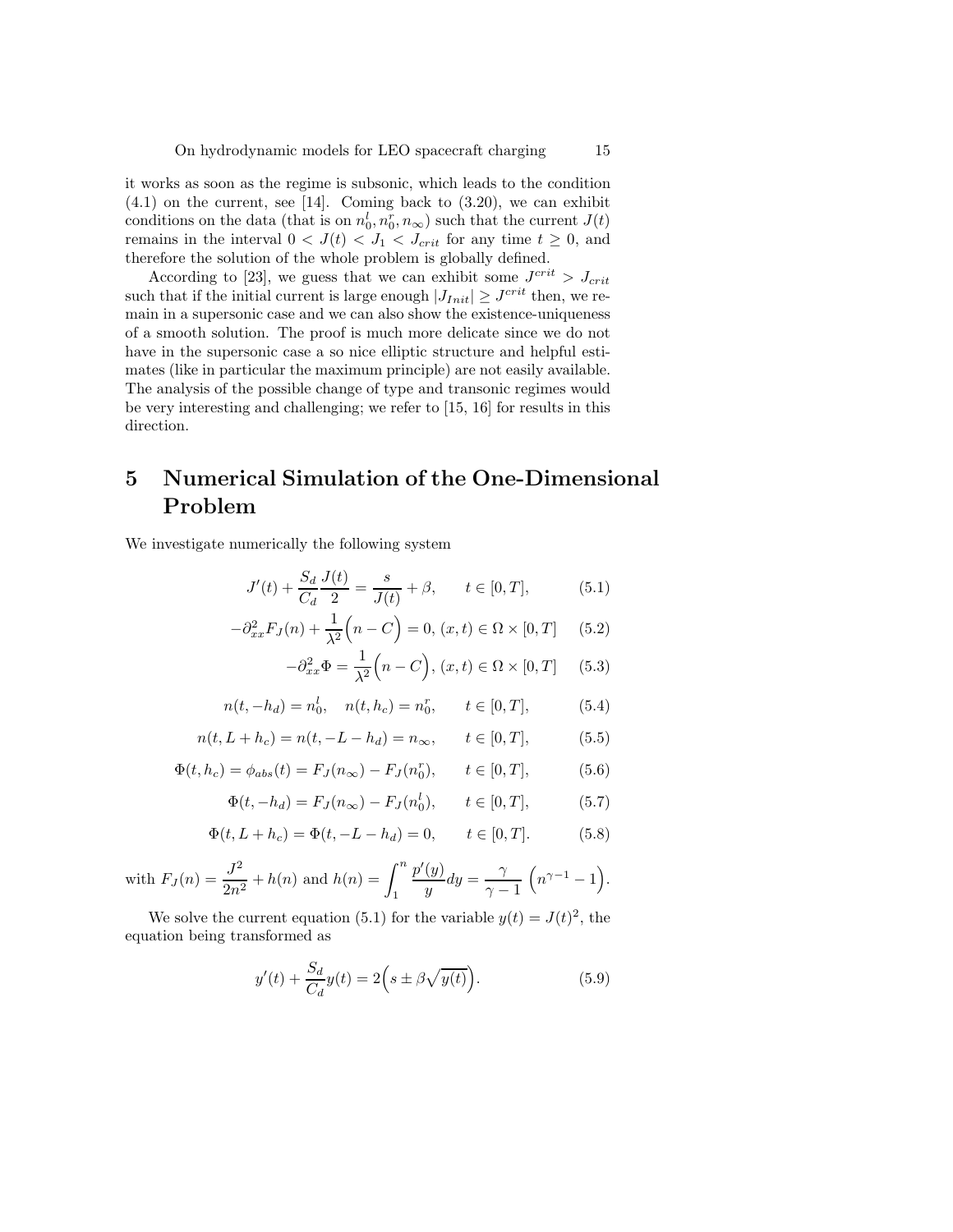it works as soon as the regime is subsonic, which leads to the condition (4.1) on the current, see [14]. Coming back to (3.20), we can exhibit conditions on the data (that is on $n_0^l, n_0^r, n_\infty$) such that the current $J(t)$ remains in the interval $0 < J(t) < J_1 < J_{crit}$ for any time $t \geq 0$, and therefore the solution of the whole problem is globally defined.

According to [23], we guess that we can exhibit some $J^{crit} > J_{crit}$ such that if the initial current is large enough $|J_{Init}| \geq J^{crit}$ then, we remain in a supersonic case and we can also show the existence-uniqueness of a smooth solution. The proof is much more delicate since we do not have in the supersonic case a so nice elliptic structure and helpful estimates (like in particular the maximum principle) are not easily available. The analysis of the possible change of type and transonic regimes would be very interesting and challenging; we refer to [15, 16] for results in this direction.

# 5 Numerical Simulation of the One-Dimensional Problem

We investigate numerically the following system

$$J'(t) + \frac{S_d}{C_d}\frac{J(t)}{2} = \frac{s}{J(t)} + \beta, \qquad t \in [0, T], \tag{5.1}$$

$$-\partial^2_{xx} F_J(n) + \frac{1}{\lambda^2}\Big(n - C\Big) = 0, \; (x, t) \in \Omega \times [0, T] \tag{5.2}$$

$$-\partial^2_{xx}\Phi = \frac{1}{\lambda^2}\Big(n - C\Big), \; (x, t) \in \Omega \times [0, T] \tag{5.3}$$

$$n(t, -h_d) = n_0^l, \quad n(t, h_c) = n_0^r, \qquad t \in [0, T], \tag{5.4}$$

$$n(t, L + h_c) = n(t, -L - h_d) = n_\infty, \qquad t \in [0, T], \tag{5.5}$$

$$\Phi(t, h_c) = \phi_{abs}(t) = F_J(n_\infty) - F_J(n_0^r), \qquad t \in [0, T], \tag{5.6}$$

$$\Phi(t, -h_d) = F_J(n_\infty) - F_J(n_0^l), \qquad t \in [0, T], \tag{5.7}$$

$$\Phi(t, L + h_c) = \Phi(t, -L - h_d) = 0, \qquad t \in [0, T]. \tag{5.8}$$

with $F_J(n) = \dfrac{J^2}{2n^2} + h(n)$ and $h(n) = \displaystyle\int_1^n \frac{p'(y)}{y}dy = \frac{\gamma}{\gamma - 1}\,\Big(n^{\gamma-1} - 1\Big)$.

We solve the current equation (5.1) for the variable $y(t) = J(t)^2$, the equation being transformed as

$$y'(t) + \frac{S_d}{C_d}y(t) = 2\Big(s \pm \beta\sqrt{y(t)}\Big). \tag{5.9}$$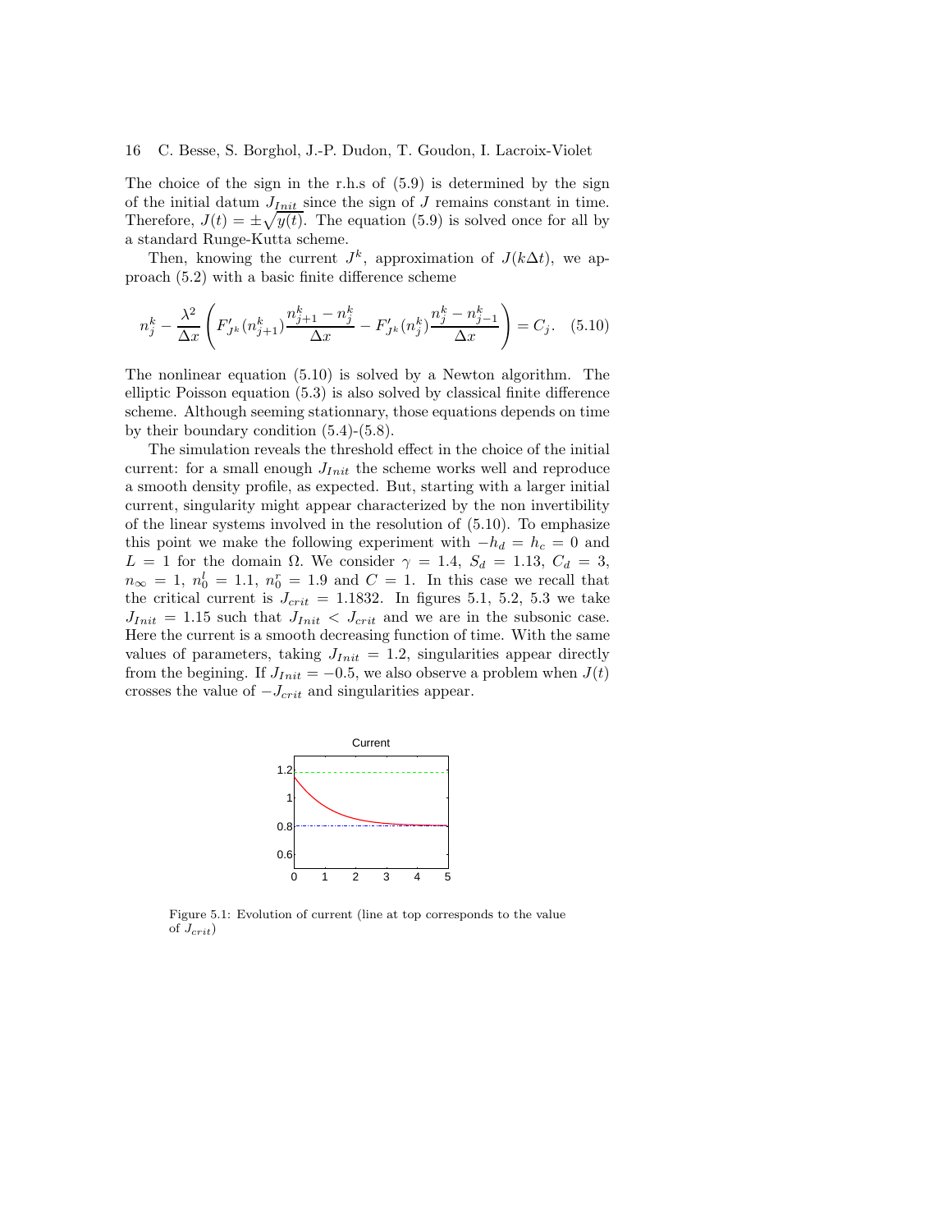The choice of the sign in the r.h.s of (5.9) is determined by the sign of the initial datum $J_{Init}$ since the sign of $J$ remains constant in time. Therefore, $J(t) = \pm\sqrt{y(t)}$. The equation (5.9) is solved once for all by a standard Runge-Kutta scheme.

Then, knowing the current $J^k$, approximation of $J(k\Delta t)$, we approach (5.2) with a basic finite difference scheme

$$n_j^k - \frac{\lambda^2}{\Delta x}\left(F'_{J^k}(n_{j+1}^k)\frac{n_{j+1}^k - n_j^k}{\Delta x} - F'_{J^k}(n_j^k)\frac{n_j^k - n_{j-1}^k}{\Delta x}\right) = C_j. \quad (5.10)$$

The nonlinear equation (5.10) is solved by a Newton algorithm. The elliptic Poisson equation (5.3) is also solved by classical finite difference scheme. Although seeming stationnary, those equations depends on time by their boundary condition (5.4)-(5.8).

The simulation reveals the threshold effect in the choice of the initial current: for a small enough $J_{Init}$ the scheme works well and reproduce a smooth density profile, as expected. But, starting with a larger initial current, singularity might appear characterized by the non invertibility of the linear systems involved in the resolution of (5.10). To emphasize this point we make the following experiment with $-h_d = h_c = 0$ and $L = 1$ for the domain $\Omega$. We consider $\gamma = 1.4$, $S_d = 1.13$, $C_d = 3$, $n_\infty = 1$, $n_0^l = 1.1$, $n_0^r = 1.9$ and $C = 1$. In this case we recall that the critical current is $J_{crit} = 1.1832$. In figures 5.1, 5.2, 5.3 we take $J_{Init} = 1.15$ such that $J_{Init} < J_{crit}$ and we are in the subsonic case. Here the current is a smooth decreasing function of time. With the same values of parameters, taking $J_{Init} = 1.2$, singularities appear directly from the begining. If $J_{Init} = -0.5$, we also observe a problem when $J(t)$ crosses the value of $-J_{crit}$ and singularities appear.

Figure 5.1: Evolution of current (line at top corresponds to the value of $J_{crit}$)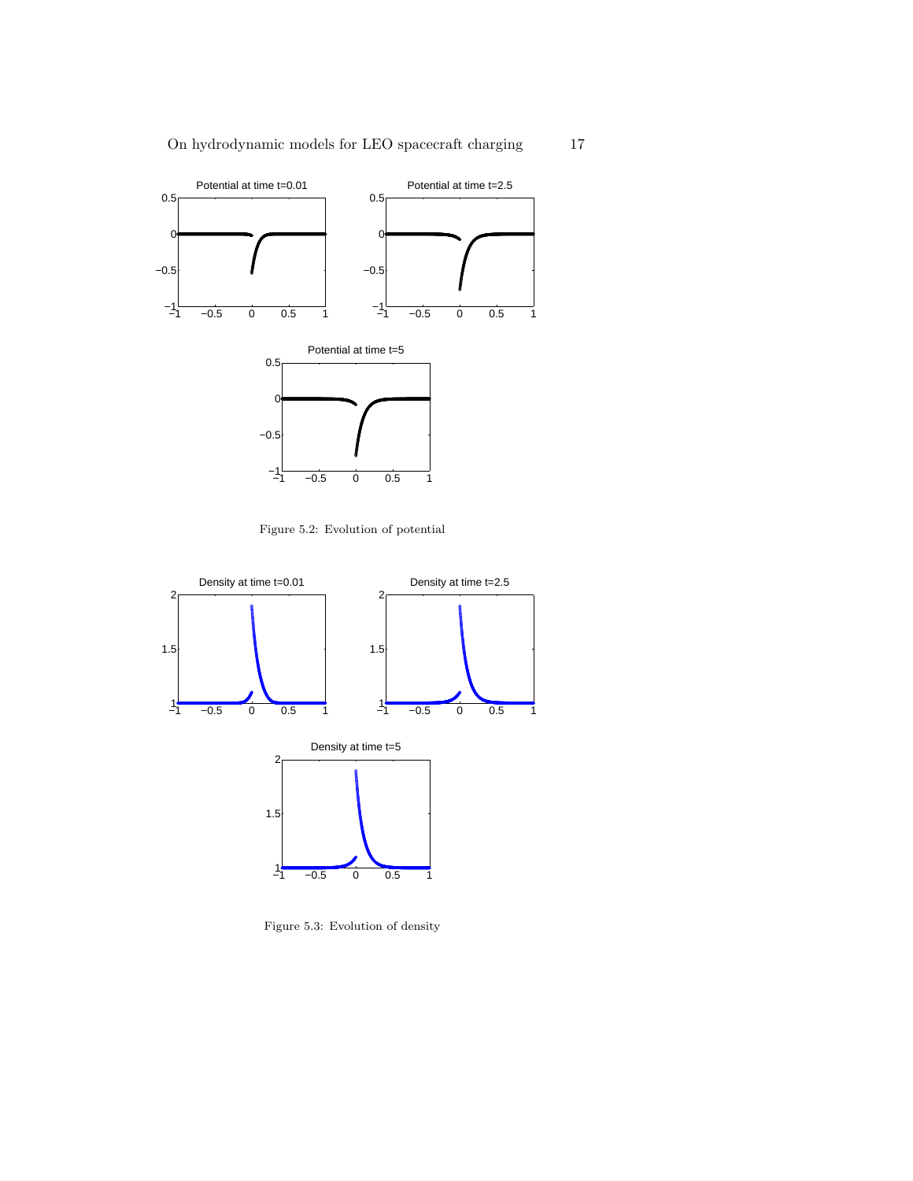Figure 5.2: Evolution of potential

Figure 5.3: Evolution of density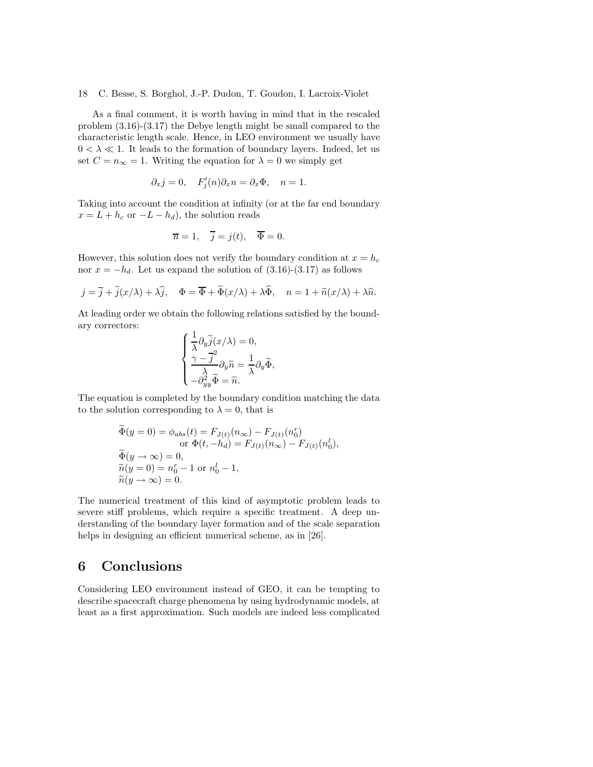As a final comment, it is worth having in mind that in the rescaled problem (3.16)-(3.17) the Debye length might be small compared to the characteristic length scale. Hence, in LEO environment we usually have $0 < \lambda \ll 1$. It leads to the formation of boundary layers. Indeed, let us set $C = n_\infty = 1$. Writing the equation for $\lambda = 0$ we simply get

$$\partial_x j = 0, \quad F_j'(n)\partial_x n = \partial_x \Phi, \quad n = 1.$$

Taking into account the condition at infinity (or at the far end boundary $x = L + h_c$ or $-L - h_d$), the solution reads

$$\overline{n} = 1, \quad \overline{j} = j(t), \quad \overline{\Phi} = 0.$$

However, this solution does not verify the boundary condition at $x = h_c$ nor $x = -h_d$. Let us expand the solution of (3.16)-(3.17) as follows

$$j = \overline{j} + \widetilde{j}(x/\lambda) + \lambda \widehat{j}, \quad \Phi = \overline{\Phi} + \widetilde{\Phi}(x/\lambda) + \lambda \widehat{\Phi}, \quad n = 1 + \widetilde{n}(x/\lambda) + \lambda \widehat{n}.$$

At leading order we obtain the following relations satisfied by the boundary correctors:

$$\begin{cases} \dfrac{1}{\lambda}\partial_y \widetilde{j}(x/\lambda) = 0, \\ \dfrac{\gamma - \overline{j}^2}{\lambda}\partial_y \widetilde{n} = \dfrac{1}{\lambda}\partial_y \widetilde{\Phi}, \\ -\partial^2_{yy}\widetilde{\Phi} = \widetilde{n}. \end{cases}$$

The equation is completed by the boundary condition matching the data to the solution corresponding to $\lambda = 0$, that is

$$\begin{aligned} &\widetilde{\Phi}(y = 0) = \phi_{abs}(t) = F_{J(t)}(n_\infty) - F_{J(t)}(n_0^r) \\ &\qquad\qquad \text{or } \Phi(t, -h_d) = F_{J(t)}(n_\infty) - F_{J(t)}(n_0^l), \\ &\widetilde{\Phi}(y \to \infty) = 0, \\ &\widetilde{n}(y = 0) = n_0^r - 1 \text{ or } n_0^l - 1, \\ &\widetilde{n}(y \to \infty) = 0. \end{aligned}$$

The numerical treatment of this kind of asymptotic problem leads to severe stiff problems, which require a specific treatment. A deep understanding of the boundary layer formation and of the scale separation helps in designing an efficient numerical scheme, as in [26].

# 6 Conclusions

Considering LEO environment instead of GEO, it can be tempting to describe spacecraft charge phenomena by using hydrodynamic models, at least as a first approximation. Such models are indeed less complicated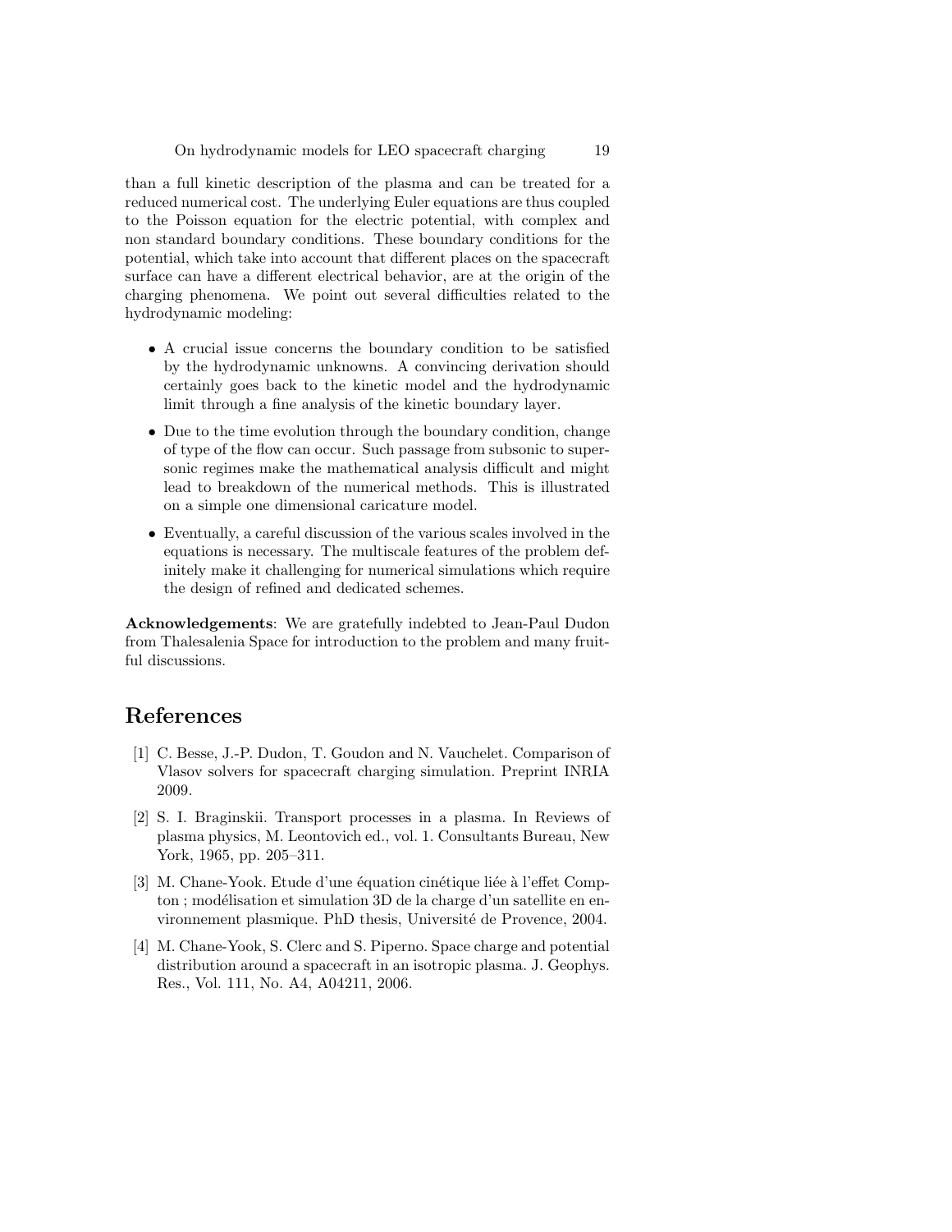than a full kinetic description of the plasma and can be treated for a reduced numerical cost. The underlying Euler equations are thus coupled to the Poisson equation for the electric potential, with complex and non standard boundary conditions. These boundary conditions for the potential, which take into account that different places on the spacecraft surface can have a different electrical behavior, are at the origin of the charging phenomena. We point out several difficulties related to the hydrodynamic modeling:

- A crucial issue concerns the boundary condition to be satisfied by the hydrodynamic unknowns. A convincing derivation should certainly goes back to the kinetic model and the hydrodynamic limit through a fine analysis of the kinetic boundary layer.
- Due to the time evolution through the boundary condition, change of type of the flow can occur. Such passage from subsonic to supersonic regimes make the mathematical analysis difficult and might lead to breakdown of the numerical methods. This is illustrated on a simple one dimensional caricature model.
- Eventually, a careful discussion of the various scales involved in the equations is necessary. The multiscale features of the problem definitely make it challenging for numerical simulations which require the design of refined and dedicated schemes.

**Acknowledgements**: We are gratefully indebted to Jean-Paul Dudon from Thalesalenia Space for introduction to the problem and many fruitful discussions.

# References

[1] C. Besse, J.-P. Dudon, T. Goudon and N. Vauchelet. Comparison of Vlasov solvers for spacecraft charging simulation. Preprint INRIA 2009.

[2] S. I. Braginskii. Transport processes in a plasma. In Reviews of plasma physics, M. Leontovich ed., vol. 1. Consultants Bureau, New York, 1965, pp. 205–311.

[3] M. Chane-Yook. Etude d'une équation cinétique liée à l'effet Compton ; modélisation et simulation 3D de la charge d'un satellite en environnement plasmique. PhD thesis, Université de Provence, 2004.

[4] M. Chane-Yook, S. Clerc and S. Piperno. Space charge and potential distribution around a spacecraft in an isotropic plasma. J. Geophys. Res., Vol. 111, No. A4, A04211, 2006.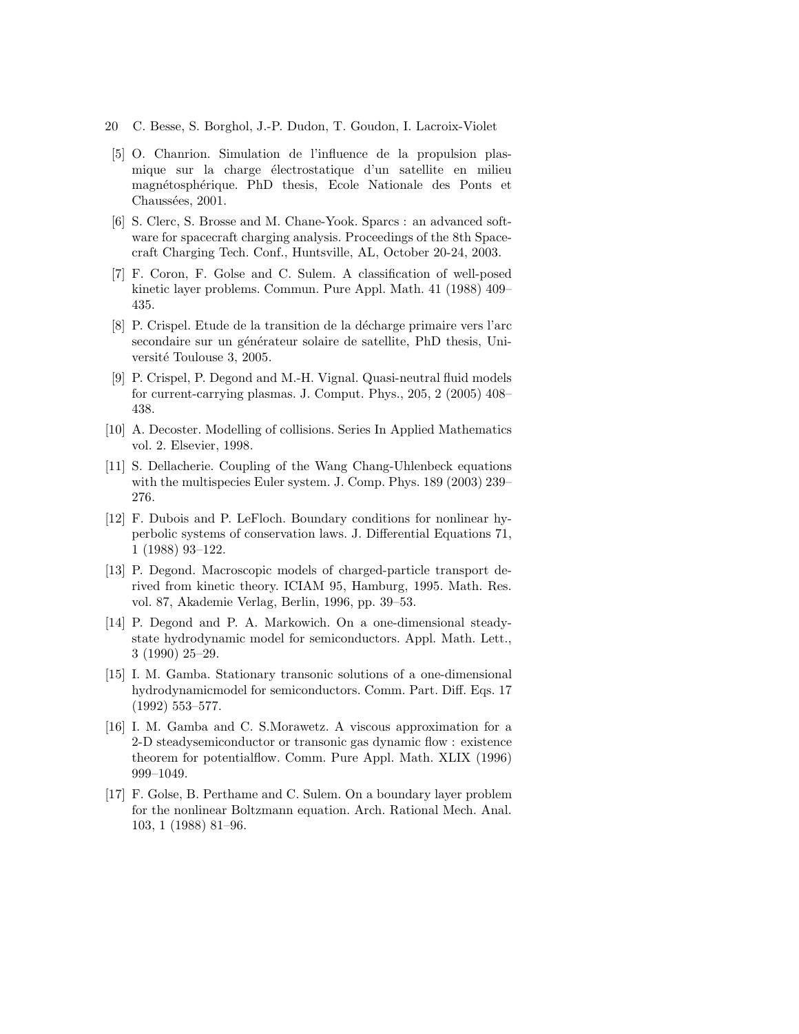[5] O. Chanrion. Simulation de l'influence de la propulsion plasmique sur la charge électrostatique d'un satellite en milieu magnétosphérique. PhD thesis, Ecole Nationale des Ponts et Chaussées, 2001.

[6] S. Clerc, S. Brosse and M. Chane-Yook. Sparcs : an advanced software for spacecraft charging analysis. Proceedings of the 8th Spacecraft Charging Tech. Conf., Huntsville, AL, October 20-24, 2003.

[7] F. Coron, F. Golse and C. Sulem. A classification of well-posed kinetic layer problems. Commun. Pure Appl. Math. 41 (1988) 409–435.

[8] P. Crispel. Etude de la transition de la décharge primaire vers l'arc secondaire sur un générateur solaire de satellite, PhD thesis, Université Toulouse 3, 2005.

[9] P. Crispel, P. Degond and M.-H. Vignal. Quasi-neutral fluid models for current-carrying plasmas. J. Comput. Phys., 205, 2 (2005) 408–438.

[10] A. Decoster. Modelling of collisions. Series In Applied Mathematics vol. 2. Elsevier, 1998.

[11] S. Dellacherie. Coupling of the Wang Chang-Uhlenbeck equations with the multispecies Euler system. J. Comp. Phys. 189 (2003) 239–276.

[12] F. Dubois and P. LeFloch. Boundary conditions for nonlinear hyperbolic systems of conservation laws. J. Differential Equations 71, 1 (1988) 93–122.

[13] P. Degond. Macroscopic models of charged-particle transport derived from kinetic theory. ICIAM 95, Hamburg, 1995. Math. Res. vol. 87, Akademie Verlag, Berlin, 1996, pp. 39–53.

[14] P. Degond and P. A. Markowich. On a one-dimensional steady-state hydrodynamic model for semiconductors. Appl. Math. Lett., 3 (1990) 25–29.

[15] I. M. Gamba. Stationary transonic solutions of a one-dimensional hydrodynamicmodel for semiconductors. Comm. Part. Diff. Eqs. 17 (1992) 553–577.

[16] I. M. Gamba and C. S.Morawetz. A viscous approximation for a 2-D steadysemiconductor or transonic gas dynamic flow : existence theorem for potentialflow. Comm. Pure Appl. Math. XLIX (1996) 999–1049.

[17] F. Golse, B. Perthame and C. Sulem. On a boundary layer problem for the nonlinear Boltzmann equation. Arch. Rational Mech. Anal. 103, 1 (1988) 81–96.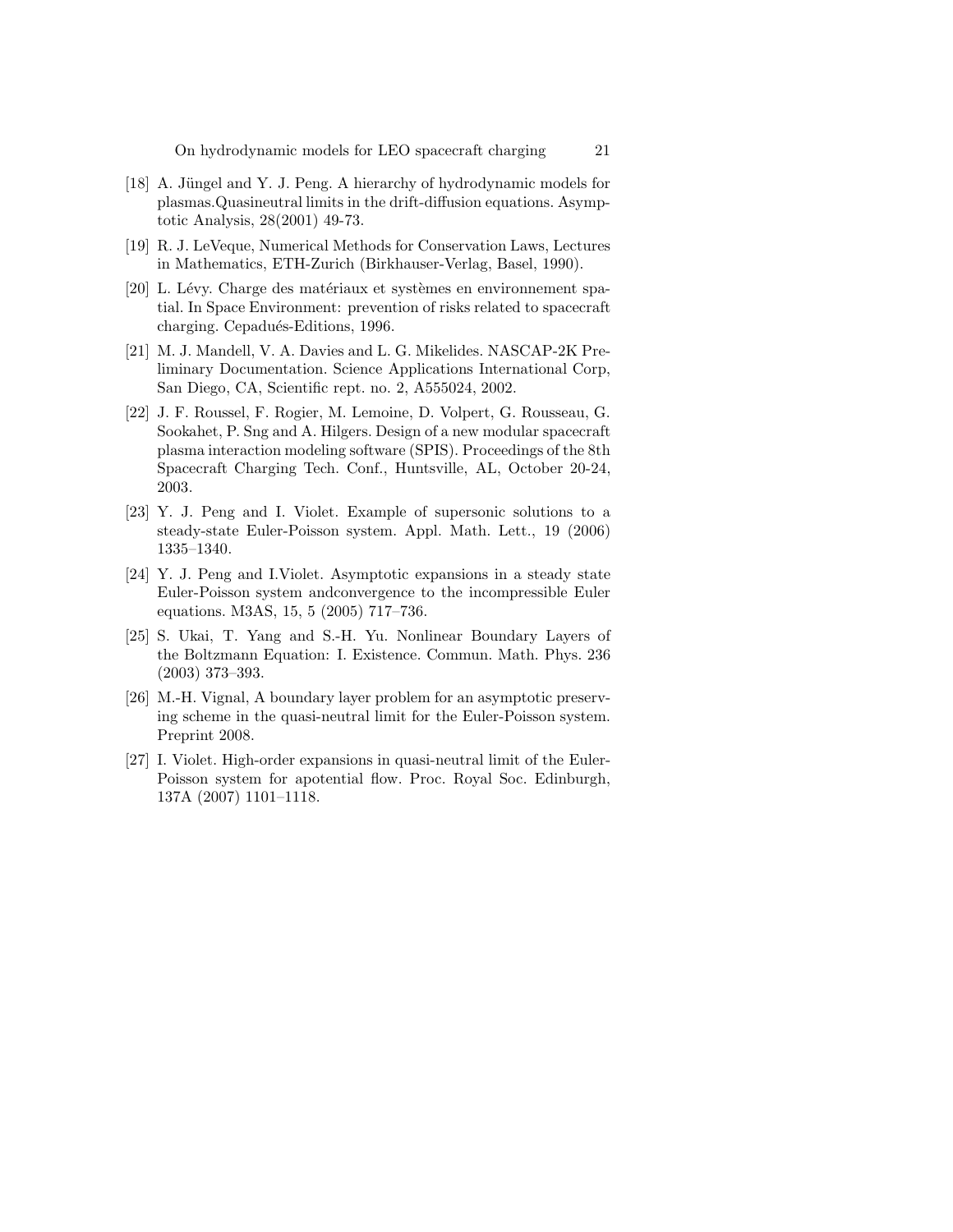[18] A. Jüngel and Y. J. Peng. A hierarchy of hydrodynamic models for plasmas.Quasineutral limits in the drift-diffusion equations. Asymptotic Analysis, 28(2001) 49-73.

[19] R. J. LeVeque, Numerical Methods for Conservation Laws, Lectures in Mathematics, ETH-Zurich (Birkhauser-Verlag, Basel, 1990).

[20] L. Lévy. Charge des matériaux et systèmes en environnement spatial. In Space Environment: prevention of risks related to spacecraft charging. Cepadués-Editions, 1996.

[21] M. J. Mandell, V. A. Davies and L. G. Mikelides. NASCAP-2K Preliminary Documentation. Science Applications International Corp, San Diego, CA, Scientific rept. no. 2, A555024, 2002.

[22] J. F. Roussel, F. Rogier, M. Lemoine, D. Volpert, G. Rousseau, G. Sookahet, P. Sng and A. Hilgers. Design of a new modular spacecraft plasma interaction modeling software (SPIS). Proceedings of the 8th Spacecraft Charging Tech. Conf., Huntsville, AL, October 20-24, 2003.

[23] Y. J. Peng and I. Violet. Example of supersonic solutions to a steady-state Euler-Poisson system. Appl. Math. Lett., 19 (2006) 1335–1340.

[24] Y. J. Peng and I.Violet. Asymptotic expansions in a steady state Euler-Poisson system andconvergence to the incompressible Euler equations. M3AS, 15, 5 (2005) 717–736.

[25] S. Ukai, T. Yang and S.-H. Yu. Nonlinear Boundary Layers of the Boltzmann Equation: I. Existence. Commun. Math. Phys. 236 (2003) 373–393.

[26] M.-H. Vignal, A boundary layer problem for an asymptotic preserving scheme in the quasi-neutral limit for the Euler-Poisson system. Preprint 2008.

[27] I. Violet. High-order expansions in quasi-neutral limit of the Euler-Poisson system for apotential flow. Proc. Royal Soc. Edinburgh, 137A (2007) 1101–1118.